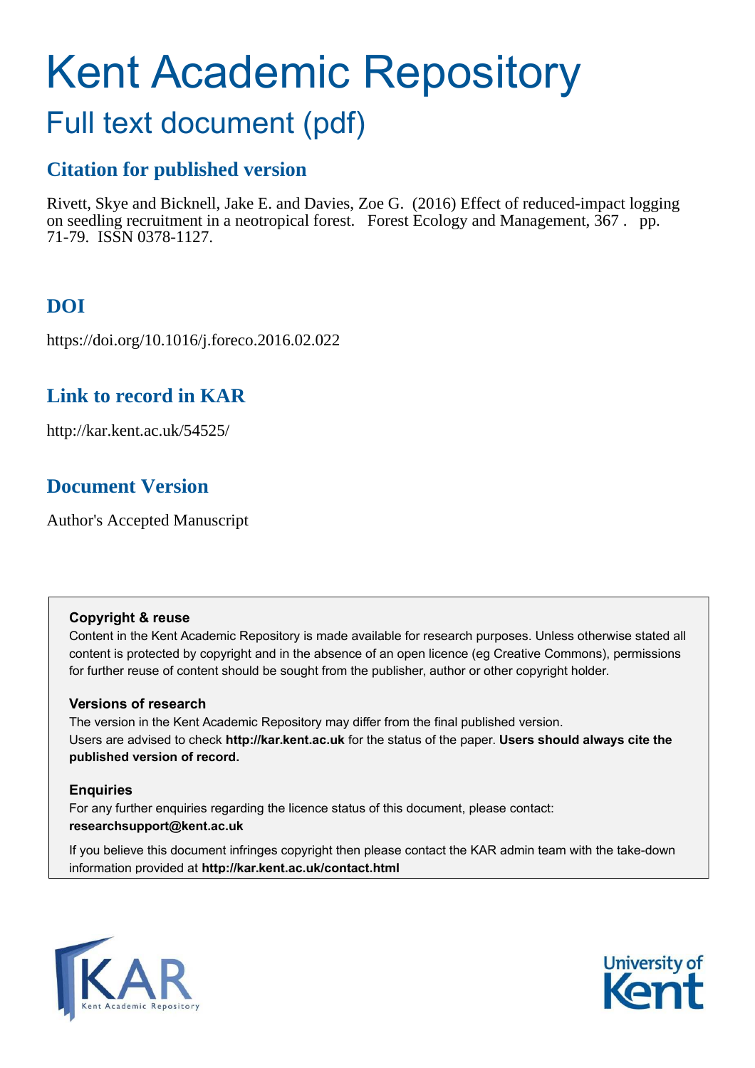# Kent Academic Repository

## Full text document (pdf)

### Citation for published version

Rivett, Skye and Bicknell, Jake E. and Davies, Zoe G. (2016) Effect of reduced-impact logging on seedling recruitment in a neotropical forest. Forest Ecology and Management, 367 . pp. 71-79. ISSN 0378-1127.

### DOI

https://doi.org/10.1016/j.foreco.2016.02.022

### Link to record in KAR

http://kar.kent.ac.uk/54525/

### Document Version

Author's Accepted Manuscript

**Copyright & reuse**

Content in the Kent Academic Repository is made available for research purposes. Unless otherwise stated all content is protected by copyright and in the absence of an open licence (eg Creative Commons), permissions for further reuse of content should be sought from the publisher, author or other copyright holder.

**Versions of research**

The version in the Kent Academic Repository may differ from the final published version. Users are advised to check **http://kar.kent.ac.uk** for the status of the paper. **Users should always cite the published version of record.**

**Enquiries**

For any further enquiries regarding the licence status of this document, please contact: **researchsupport@kent.ac.uk**

If you believe this document infringes copyright then please contact the KAR admin team with the take-down information provided at **http://kar.kent.ac.uk/contact.html**

KAR Kent Academic Repository

University of Kent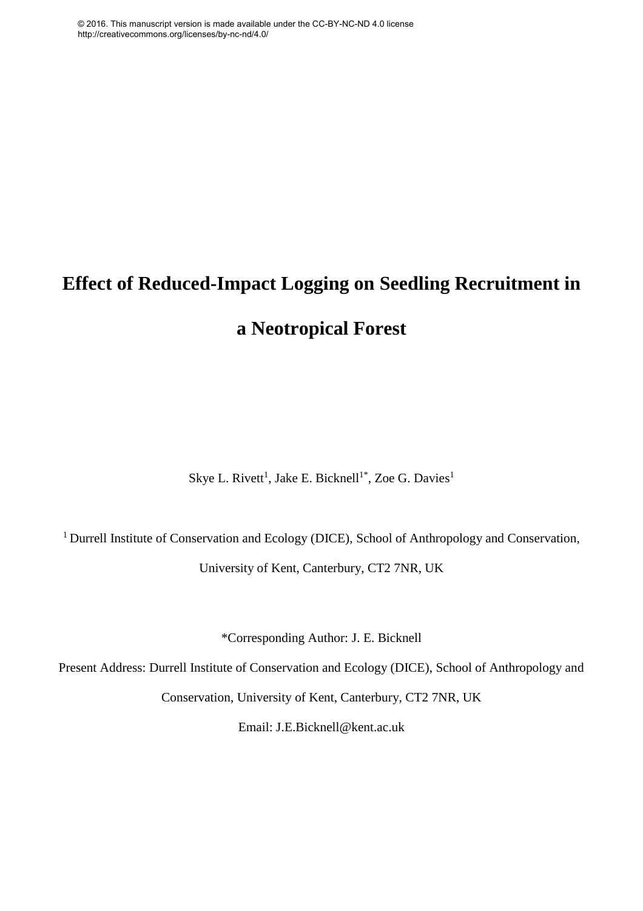© 2016. This manuscript version is made available under the CC-BY-NC-ND 4.0 license
http://creativecommons.org/licenses/by-nc-nd/4.0/

# Effect of Reduced-Impact Logging on Seedling Recruitment in a Neotropical Forest

Skye L. Rivett[1], Jake E. Bicknell[1*], Zoe G. Davies[1]

[1] Durrell Institute of Conservation and Ecology (DICE), School of Anthropology and Conservation, University of Kent, Canterbury, CT2 7NR, UK

*Corresponding Author: J. E. Bicknell

Present Address: Durrell Institute of Conservation and Ecology (DICE), School of Anthropology and Conservation, University of Kent, Canterbury, CT2 7NR, UK

Email: J.E.Bicknell@kent.ac.uk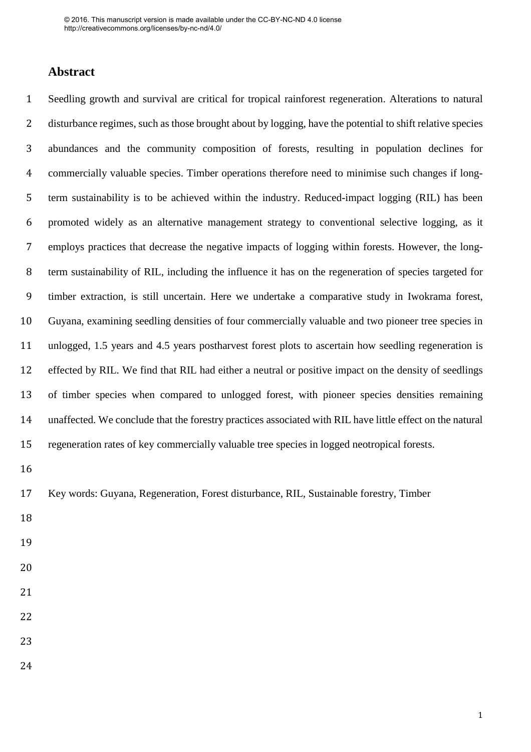© 2016. This manuscript version is made available under the CC-BY-NC-ND 4.0 license http://creativecommons.org/licenses/by-nc-nd/4.0/

## Abstract

Seedling growth and survival are critical for tropical rainforest regeneration. Alterations to natural disturbance regimes, such as those brought about by logging, have the potential to shift relative species abundances and the community composition of forests, resulting in population declines for commercially valuable species. Timber operations therefore need to minimise such changes if long-term sustainability is to be achieved within the industry. Reduced-impact logging (RIL) has been promoted widely as an alternative management strategy to conventional selective logging, as it employs practices that decrease the negative impacts of logging within forests. However, the long-term sustainability of RIL, including the influence it has on the regeneration of species targeted for timber extraction, is still uncertain. Here we undertake a comparative study in Iwokrama forest, Guyana, examining seedling densities of four commercially valuable and two pioneer tree species in unlogged, 1.5 years and 4.5 years postharvest forest plots to ascertain how seedling regeneration is effected by RIL. We find that RIL had either a neutral or positive impact on the density of seedlings of timber species when compared to unlogged forest, with pioneer species densities remaining unaffected. We conclude that the forestry practices associated with RIL have little effect on the natural regeneration rates of key commercially valuable tree species in logged neotropical forests.

Key words: Guyana, Regeneration, Forest disturbance, RIL, Sustainable forestry, Timber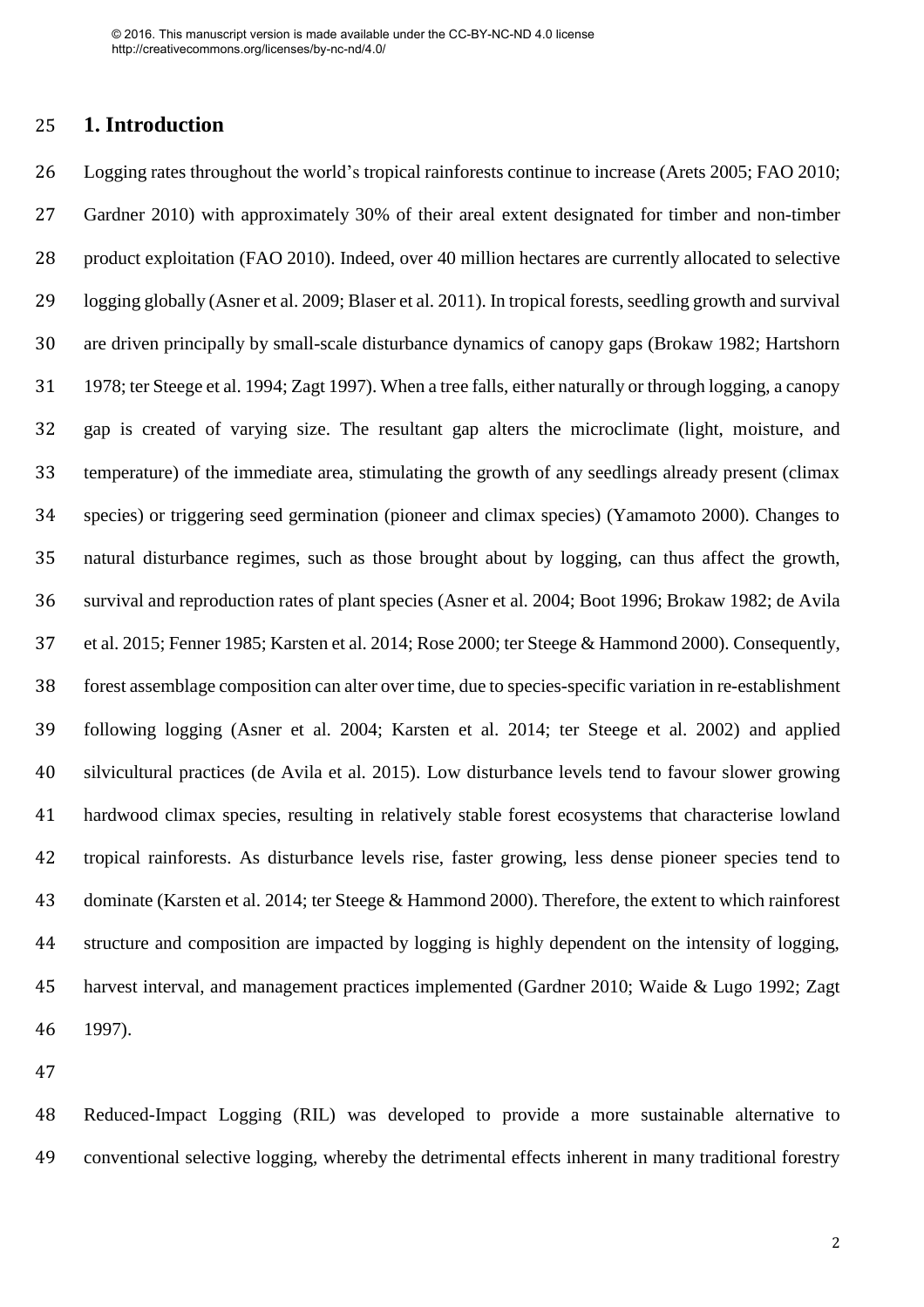## 1. Introduction

Logging rates throughout the world's tropical rainforests continue to increase (Arets 2005; FAO 2010; Gardner 2010) with approximately 30% of their areal extent designated for timber and non-timber product exploitation (FAO 2010). Indeed, over 40 million hectares are currently allocated to selective logging globally (Asner et al. 2009; Blaser et al. 2011). In tropical forests, seedling growth and survival are driven principally by small-scale disturbance dynamics of canopy gaps (Brokaw 1982; Hartshorn 1978; ter Steege et al. 1994; Zagt 1997). When a tree falls, either naturally or through logging, a canopy gap is created of varying size. The resultant gap alters the microclimate (light, moisture, and temperature) of the immediate area, stimulating the growth of any seedlings already present (climax species) or triggering seed germination (pioneer and climax species) (Yamamoto 2000). Changes to natural disturbance regimes, such as those brought about by logging, can thus affect the growth, survival and reproduction rates of plant species (Asner et al. 2004; Boot 1996; Brokaw 1982; de Avila et al. 2015; Fenner 1985; Karsten et al. 2014; Rose 2000; ter Steege & Hammond 2000). Consequently, forest assemblage composition can alter over time, due to species-specific variation in re-establishment following logging (Asner et al. 2004; Karsten et al. 2014; ter Steege et al. 2002) and applied silvicultural practices (de Avila et al. 2015). Low disturbance levels tend to favour slower growing hardwood climax species, resulting in relatively stable forest ecosystems that characterise lowland tropical rainforests. As disturbance levels rise, faster growing, less dense pioneer species tend to dominate (Karsten et al. 2014; ter Steege & Hammond 2000). Therefore, the extent to which rainforest structure and composition are impacted by logging is highly dependent on the intensity of logging, harvest interval, and management practices implemented (Gardner 2010; Waide & Lugo 1992; Zagt 1997).

Reduced-Impact Logging (RIL) was developed to provide a more sustainable alternative to conventional selective logging, whereby the detrimental effects inherent in many traditional forestry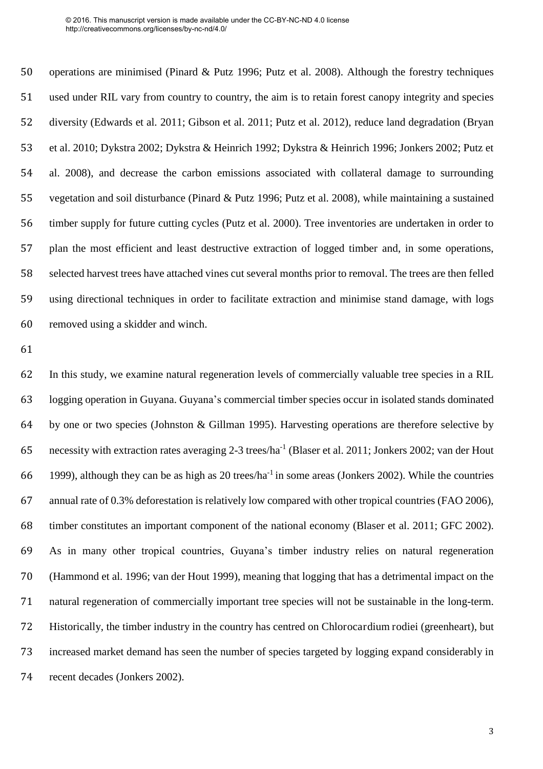operations are minimised (Pinard & Putz 1996; Putz et al. 2008). Although the forestry techniques used under RIL vary from country to country, the aim is to retain forest canopy integrity and species diversity (Edwards et al. 2011; Gibson et al. 2011; Putz et al. 2012), reduce land degradation (Bryan et al. 2010; Dykstra 2002; Dykstra & Heinrich 1992; Dykstra & Heinrich 1996; Jonkers 2002; Putz et al. 2008), and decrease the carbon emissions associated with collateral damage to surrounding vegetation and soil disturbance (Pinard & Putz 1996; Putz et al. 2008), while maintaining a sustained timber supply for future cutting cycles (Putz et al. 2000). Tree inventories are undertaken in order to plan the most efficient and least destructive extraction of logged timber and, in some operations, selected harvest trees have attached vines cut several months prior to removal. The trees are then felled using directional techniques in order to facilitate extraction and minimise stand damage, with logs removed using a skidder and winch.

In this study, we examine natural regeneration levels of commercially valuable tree species in a RIL logging operation in Guyana. Guyana's commercial timber species occur in isolated stands dominated by one or two species (Johnston & Gillman 1995). Harvesting operations are therefore selective by necessity with extraction rates averaging 2-3 trees/ha$^{-1}$ (Blaser et al. 2011; Jonkers 2002; van der Hout 1999), although they can be as high as 20 trees/ha$^{-1}$ in some areas (Jonkers 2002). While the countries annual rate of 0.3% deforestation is relatively low compared with other tropical countries (FAO 2006), timber constitutes an important component of the national economy (Blaser et al. 2011; GFC 2002). As in many other tropical countries, Guyana's timber industry relies on natural regeneration (Hammond et al. 1996; van der Hout 1999), meaning that logging that has a detrimental impact on the natural regeneration of commercially important tree species will not be sustainable in the long-term. Historically, the timber industry in the country has centred on Chlorocardium rodiei (greenheart), but increased market demand has seen the number of species targeted by logging expand considerably in recent decades (Jonkers 2002).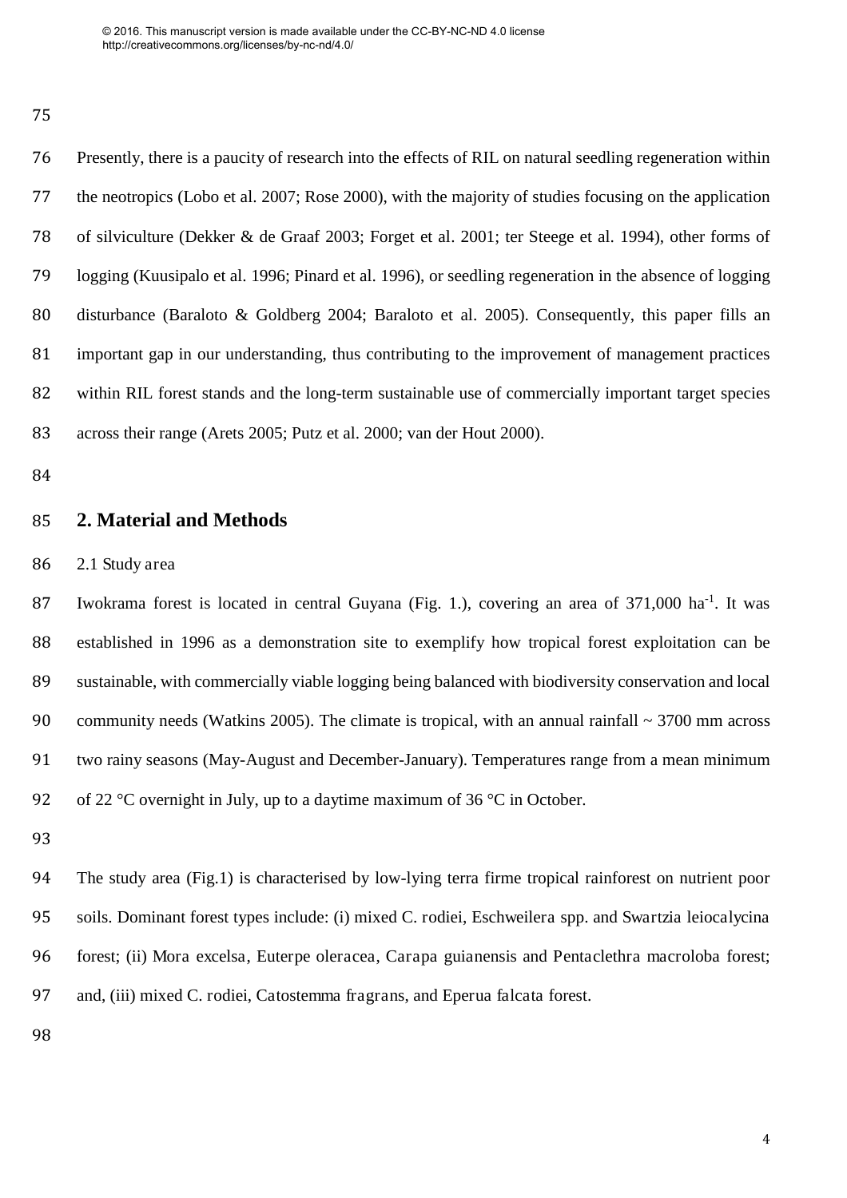Presently, there is a paucity of research into the effects of RIL on natural seedling regeneration within the neotropics (Lobo et al. 2007; Rose 2000), with the majority of studies focusing on the application of silviculture (Dekker & de Graaf 2003; Forget et al. 2001; ter Steege et al. 1994), other forms of logging (Kuusipalo et al. 1996; Pinard et al. 1996), or seedling regeneration in the absence of logging disturbance (Baraloto & Goldberg 2004; Baraloto et al. 2005). Consequently, this paper fills an important gap in our understanding, thus contributing to the improvement of management practices within RIL forest stands and the long-term sustainable use of commercially important target species across their range (Arets 2005; Putz et al. 2000; van der Hout 2000).

## 2. Material and Methods

2.1 Study area

Iwokrama forest is located in central Guyana (Fig. 1.), covering an area of 371,000 $ha^{-1}$. It was established in 1996 as a demonstration site to exemplify how tropical forest exploitation can be sustainable, with commercially viable logging being balanced with biodiversity conservation and local community needs (Watkins 2005). The climate is tropical, with an annual rainfall ~ 3700 mm across two rainy seasons (May-August and December-January). Temperatures range from a mean minimum of 22 °C overnight in July, up to a daytime maximum of 36 °C in October.

The study area (Fig.1) is characterised by low-lying terra firme tropical rainforest on nutrient poor soils. Dominant forest types include: (i) mixed C. rodiei, Eschweilera spp. and Swartzia leiocalycina forest; (ii) Mora excelsa, Euterpe oleracea, Carapa guianensis and Pentaclethra macroloba forest; and, (iii) mixed C. rodiei, Catostemma fragrans, and Eperua falcata forest.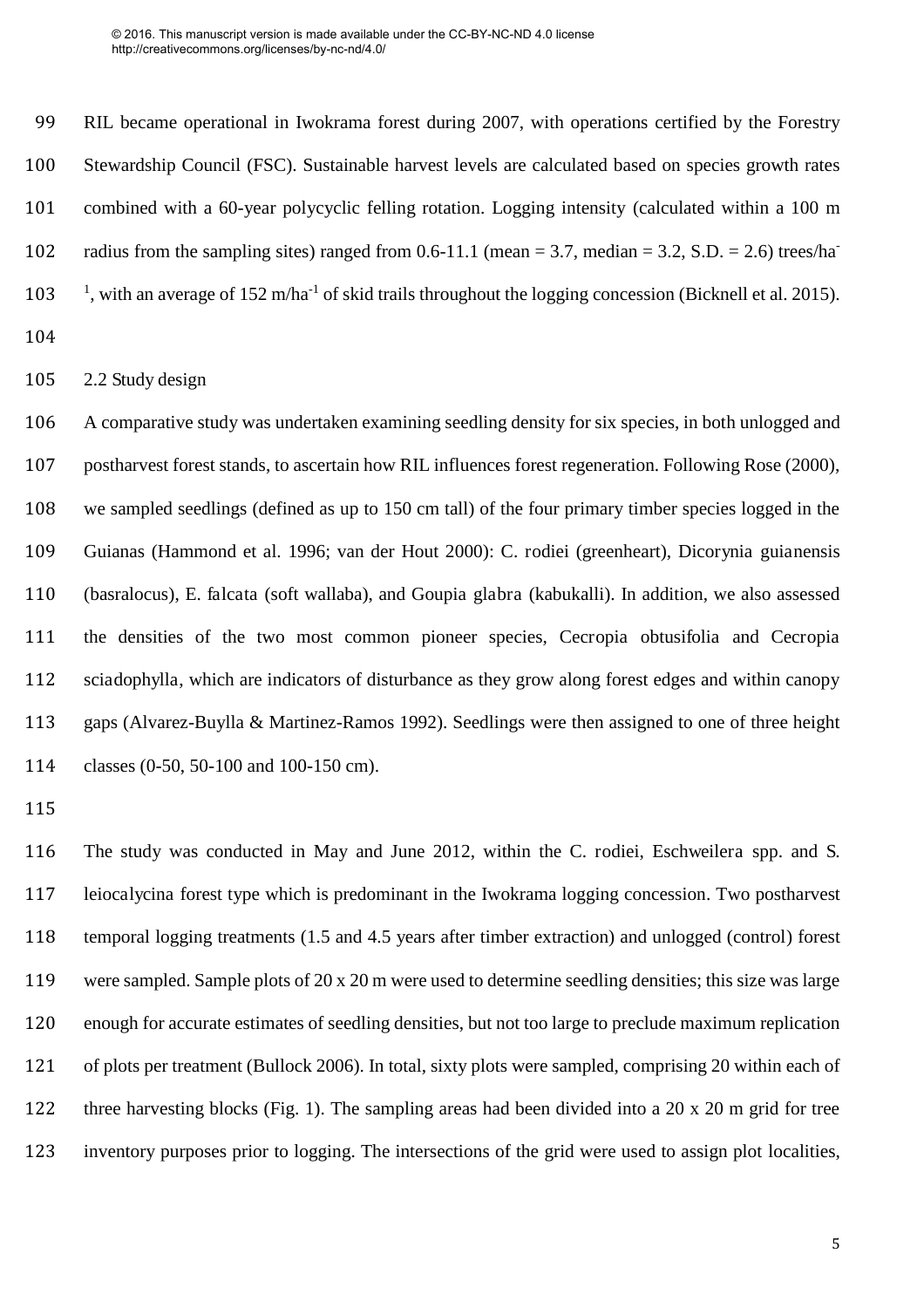RIL became operational in Iwokrama forest during 2007, with operations certified by the Forestry Stewardship Council (FSC). Sustainable harvest levels are calculated based on species growth rates combined with a 60-year polycyclic felling rotation. Logging intensity (calculated within a 100 m radius from the sampling sites) ranged from 0.6-11.1 (mean = 3.7, median = 3.2, S.D. = 2.6) trees/ha$^{-1}$, with an average of 152 m/ha$^{-1}$ of skid trails throughout the logging concession (Bicknell et al. 2015).

## 2.2 Study design

A comparative study was undertaken examining seedling density for six species, in both unlogged and postharvest forest stands, to ascertain how RIL influences forest regeneration. Following Rose (2000), we sampled seedlings (defined as up to 150 cm tall) of the four primary timber species logged in the Guianas (Hammond et al. 1996; van der Hout 2000): C. rodiei (greenheart), Dicorynia guianensis (basralocus), E. falcata (soft wallaba), and Goupia glabra (kabukalli). In addition, we also assessed the densities of the two most common pioneer species, Cecropia obtusifolia and Cecropia sciadophylla, which are indicators of disturbance as they grow along forest edges and within canopy gaps (Alvarez-Buylla & Martinez-Ramos 1992). Seedlings were then assigned to one of three height classes (0-50, 50-100 and 100-150 cm).

The study was conducted in May and June 2012, within the C. rodiei, Eschweilera spp. and S. leiocalycina forest type which is predominant in the Iwokrama logging concession. Two postharvest temporal logging treatments (1.5 and 4.5 years after timber extraction) and unlogged (control) forest were sampled. Sample plots of 20 x 20 m were used to determine seedling densities; this size was large enough for accurate estimates of seedling densities, but not too large to preclude maximum replication of plots per treatment (Bullock 2006). In total, sixty plots were sampled, comprising 20 within each of three harvesting blocks (Fig. 1). The sampling areas had been divided into a 20 x 20 m grid for tree inventory purposes prior to logging. The intersections of the grid were used to assign plot localities,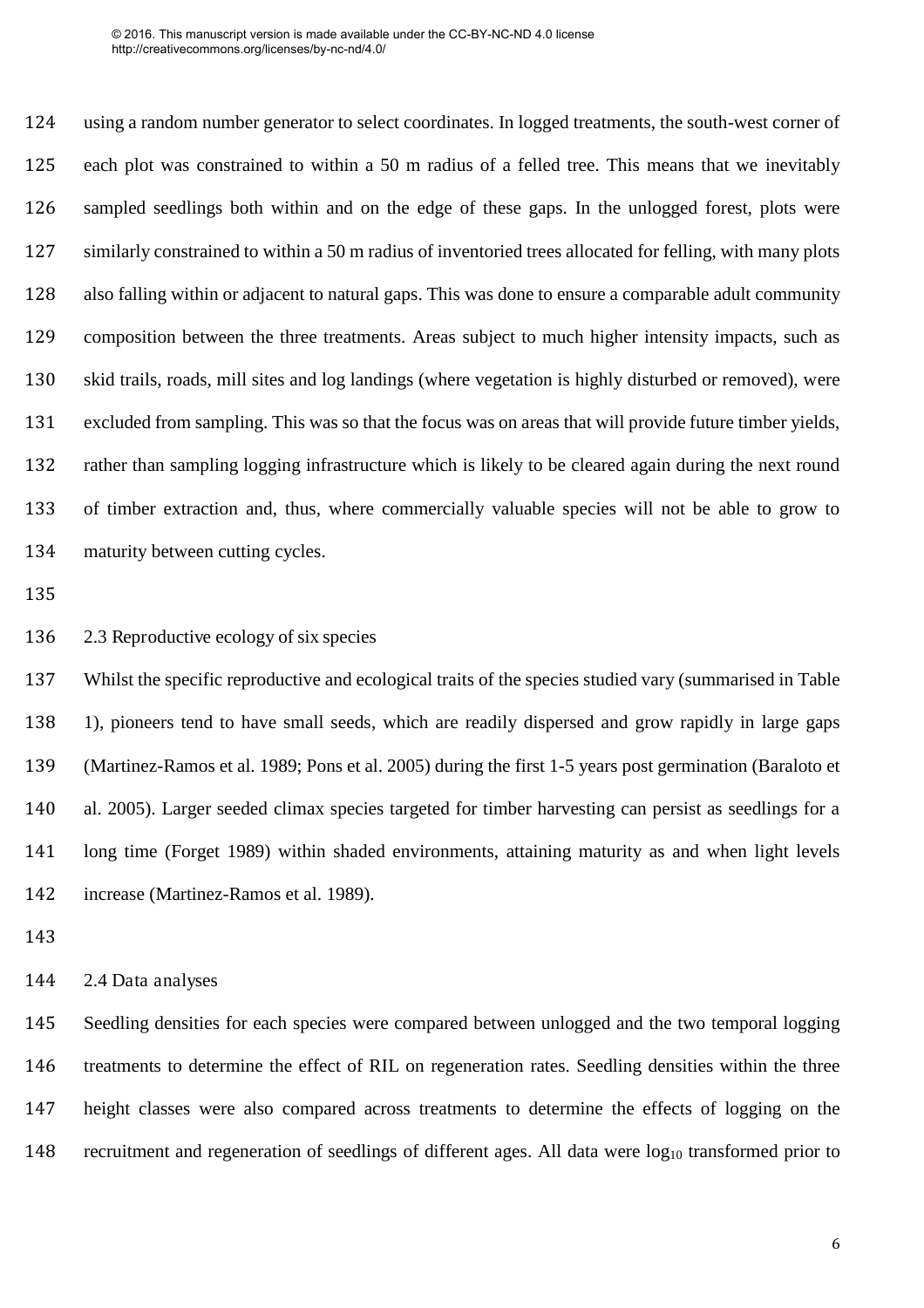using a random number generator to select coordinates. In logged treatments, the south-west corner of each plot was constrained to within a 50 m radius of a felled tree. This means that we inevitably sampled seedlings both within and on the edge of these gaps. In the unlogged forest, plots were similarly constrained to within a 50 m radius of inventoried trees allocated for felling, with many plots also falling within or adjacent to natural gaps. This was done to ensure a comparable adult community composition between the three treatments. Areas subject to much higher intensity impacts, such as skid trails, roads, mill sites and log landings (where vegetation is highly disturbed or removed), were excluded from sampling. This was so that the focus was on areas that will provide future timber yields, rather than sampling logging infrastructure which is likely to be cleared again during the next round of timber extraction and, thus, where commercially valuable species will not be able to grow to maturity between cutting cycles.

### 2.3 Reproductive ecology of six species

Whilst the specific reproductive and ecological traits of the species studied vary (summarised in Table 1), pioneers tend to have small seeds, which are readily dispersed and grow rapidly in large gaps (Martinez-Ramos et al. 1989; Pons et al. 2005) during the first 1-5 years post germination (Baraloto et al. 2005). Larger seeded climax species targeted for timber harvesting can persist as seedlings for a long time (Forget 1989) within shaded environments, attaining maturity as and when light levels increase (Martinez-Ramos et al. 1989).

### 2.4 Data analyses

Seedling densities for each species were compared between unlogged and the two temporal logging treatments to determine the effect of RIL on regeneration rates. Seedling densities within the three height classes were also compared across treatments to determine the effects of logging on the recruitment and regeneration of seedlings of different ages. All data were $\log_{10}$ transformed prior to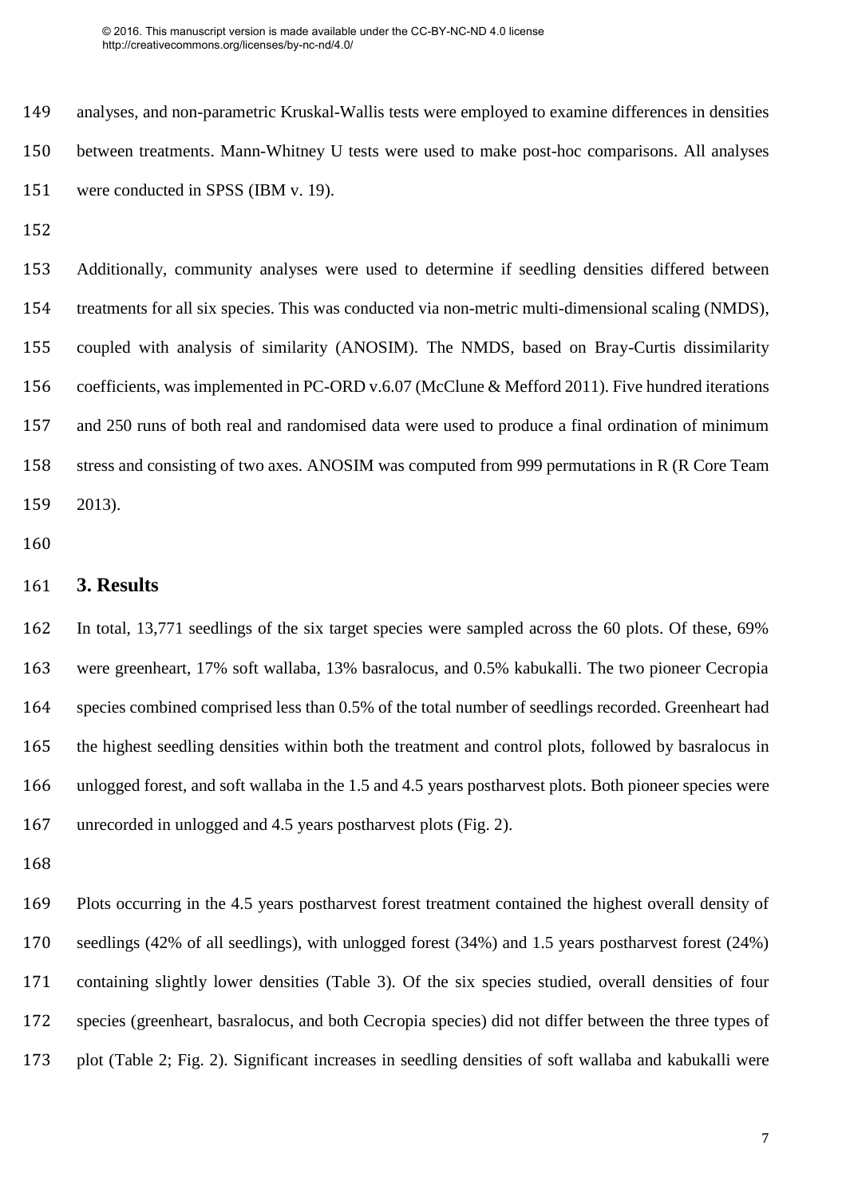analyses, and non-parametric Kruskal-Wallis tests were employed to examine differences in densities between treatments. Mann-Whitney U tests were used to make post-hoc comparisons. All analyses were conducted in SPSS (IBM v. 19).

Additionally, community analyses were used to determine if seedling densities differed between treatments for all six species. This was conducted via non-metric multi-dimensional scaling (NMDS), coupled with analysis of similarity (ANOSIM). The NMDS, based on Bray-Curtis dissimilarity coefficients, was implemented in PC-ORD v.6.07 (McClune & Mefford 2011). Five hundred iterations and 250 runs of both real and randomised data were used to produce a final ordination of minimum stress and consisting of two axes. ANOSIM was computed from 999 permutations in R (R Core Team 2013).

## 3. Results

In total, 13,771 seedlings of the six target species were sampled across the 60 plots. Of these, 69% were greenheart, 17% soft wallaba, 13% basralocus, and 0.5% kabukalli. The two pioneer Cecropia species combined comprised less than 0.5% of the total number of seedlings recorded. Greenheart had the highest seedling densities within both the treatment and control plots, followed by basralocus in unlogged forest, and soft wallaba in the 1.5 and 4.5 years postharvest plots. Both pioneer species were unrecorded in unlogged and 4.5 years postharvest plots (Fig. 2).

Plots occurring in the 4.5 years postharvest forest treatment contained the highest overall density of seedlings (42% of all seedlings), with unlogged forest (34%) and 1.5 years postharvest forest (24%) containing slightly lower densities (Table 3). Of the six species studied, overall densities of four species (greenheart, basralocus, and both Cecropia species) did not differ between the three types of plot (Table 2; Fig. 2). Significant increases in seedling densities of soft wallaba and kabukalli were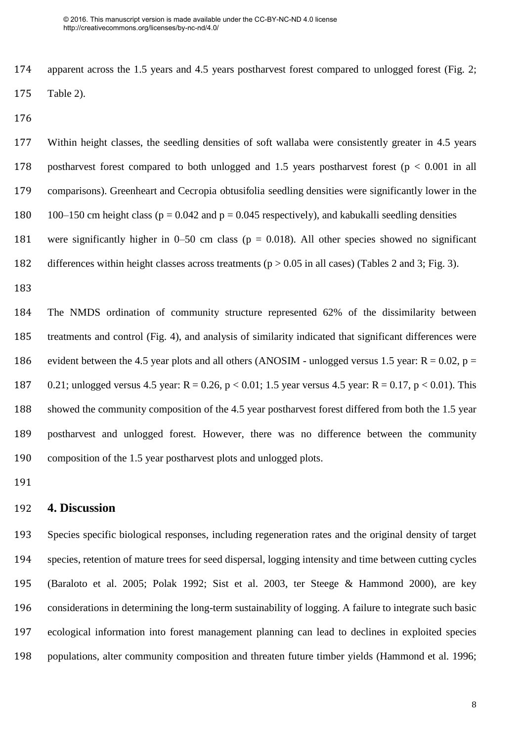apparent across the 1.5 years and 4.5 years postharvest forest compared to unlogged forest (Fig. 2; Table 2).

Within height classes, the seedling densities of soft wallaba were consistently greater in 4.5 years postharvest forest compared to both unlogged and 1.5 years postharvest forest ($p < 0.001$ in all comparisons). Greenheart and Cecropia obtusifolia seedling densities were significantly lower in the 100–150 cm height class ($p = 0.042$ and $p = 0.045$ respectively), and kabukalli seedling densities were significantly higher in 0–50 cm class ($p = 0.018$). All other species showed no significant differences within height classes across treatments ($p > 0.05$ in all cases) (Tables 2 and 3; Fig. 3).

The NMDS ordination of community structure represented 62% of the dissimilarity between treatments and control (Fig. 4), and analysis of similarity indicated that significant differences were evident between the 4.5 year plots and all others (ANOSIM - unlogged versus 1.5 year: $R = 0.02$, $p = 0.21$; unlogged versus 4.5 year: $R = 0.26$, $p < 0.01$; 1.5 year versus 4.5 year: $R = 0.17$, $p < 0.01$). This showed the community composition of the 4.5 year postharvest forest differed from both the 1.5 year postharvest and unlogged forest. However, there was no difference between the community composition of the 1.5 year postharvest plots and unlogged plots.

## 4. Discussion

Species specific biological responses, including regeneration rates and the original density of target species, retention of mature trees for seed dispersal, logging intensity and time between cutting cycles (Baraloto et al. 2005; Polak 1992; Sist et al. 2003, ter Steege & Hammond 2000), are key considerations in determining the long-term sustainability of logging. A failure to integrate such basic ecological information into forest management planning can lead to declines in exploited species populations, alter community composition and threaten future timber yields (Hammond et al. 1996;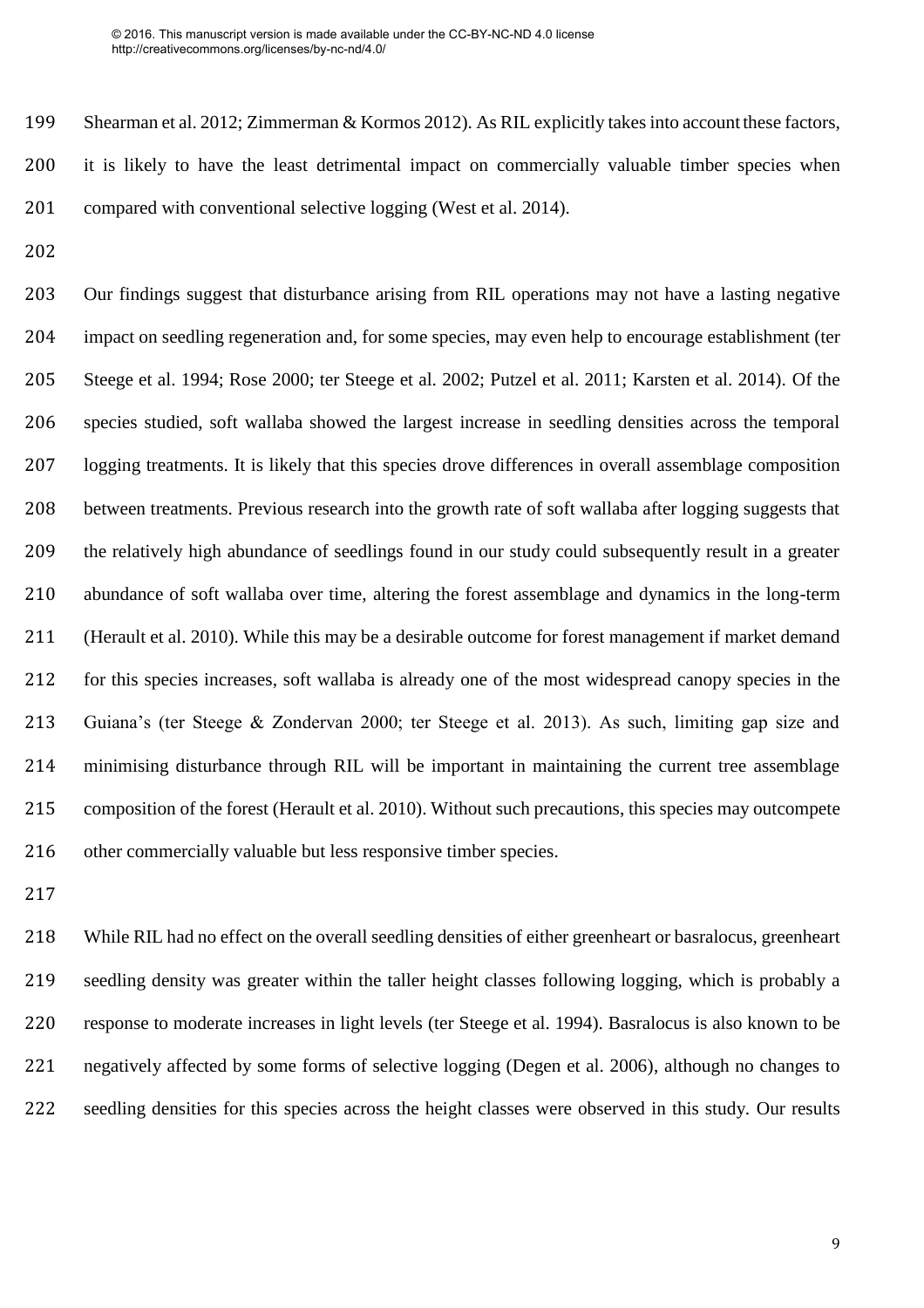Shearman et al. 2012; Zimmerman & Kormos 2012). As RIL explicitly takes into account these factors, it is likely to have the least detrimental impact on commercially valuable timber species when compared with conventional selective logging (West et al. 2014).

Our findings suggest that disturbance arising from RIL operations may not have a lasting negative impact on seedling regeneration and, for some species, may even help to encourage establishment (ter Steege et al. 1994; Rose 2000; ter Steege et al. 2002; Putzel et al. 2011; Karsten et al. 2014). Of the species studied, soft wallaba showed the largest increase in seedling densities across the temporal logging treatments. It is likely that this species drove differences in overall assemblage composition between treatments. Previous research into the growth rate of soft wallaba after logging suggests that the relatively high abundance of seedlings found in our study could subsequently result in a greater abundance of soft wallaba over time, altering the forest assemblage and dynamics in the long-term (Herault et al. 2010). While this may be a desirable outcome for forest management if market demand for this species increases, soft wallaba is already one of the most widespread canopy species in the Guiana's (ter Steege & Zondervan 2000; ter Steege et al. 2013). As such, limiting gap size and minimising disturbance through RIL will be important in maintaining the current tree assemblage composition of the forest (Herault et al. 2010). Without such precautions, this species may outcompete other commercially valuable but less responsive timber species.

While RIL had no effect on the overall seedling densities of either greenheart or basralocus, greenheart seedling density was greater within the taller height classes following logging, which is probably a response to moderate increases in light levels (ter Steege et al. 1994). Basralocus is also known to be negatively affected by some forms of selective logging (Degen et al. 2006), although no changes to seedling densities for this species across the height classes were observed in this study. Our results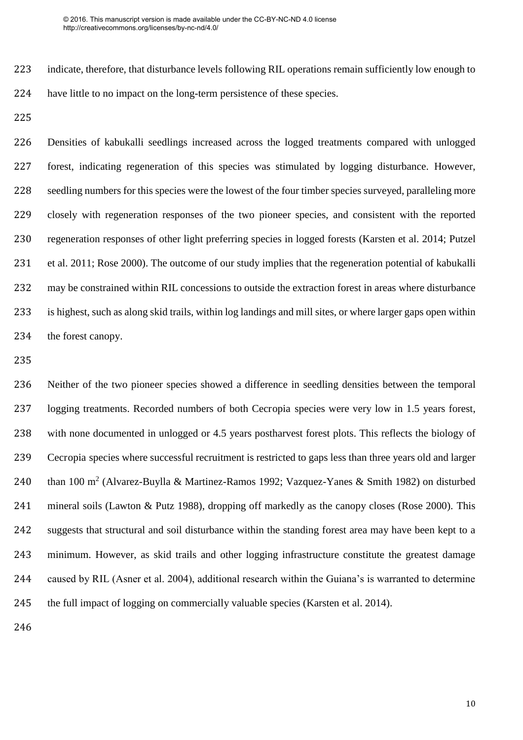indicate, therefore, that disturbance levels following RIL operations remain sufficiently low enough to have little to no impact on the long-term persistence of these species.

Densities of kabukalli seedlings increased across the logged treatments compared with unlogged forest, indicating regeneration of this species was stimulated by logging disturbance. However, seedling numbers for this species were the lowest of the four timber species surveyed, paralleling more closely with regeneration responses of the two pioneer species, and consistent with the reported regeneration responses of other light preferring species in logged forests (Karsten et al. 2014; Putzel et al. 2011; Rose 2000). The outcome of our study implies that the regeneration potential of kabukalli may be constrained within RIL concessions to outside the extraction forest in areas where disturbance is highest, such as along skid trails, within log landings and mill sites, or where larger gaps open within the forest canopy.

Neither of the two pioneer species showed a difference in seedling densities between the temporal logging treatments. Recorded numbers of both Cecropia species were very low in 1.5 years forest, with none documented in unlogged or 4.5 years postharvest forest plots. This reflects the biology of Cecropia species where successful recruitment is restricted to gaps less than three years old and larger than 100 $m^2$ (Alvarez-Buylla & Martinez-Ramos 1992; Vazquez-Yanes & Smith 1982) on disturbed mineral soils (Lawton & Putz 1988), dropping off markedly as the canopy closes (Rose 2000). This suggests that structural and soil disturbance within the standing forest area may have been kept to a minimum. However, as skid trails and other logging infrastructure constitute the greatest damage caused by RIL (Asner et al. 2004), additional research within the Guiana's is warranted to determine the full impact of logging on commercially valuable species (Karsten et al. 2014).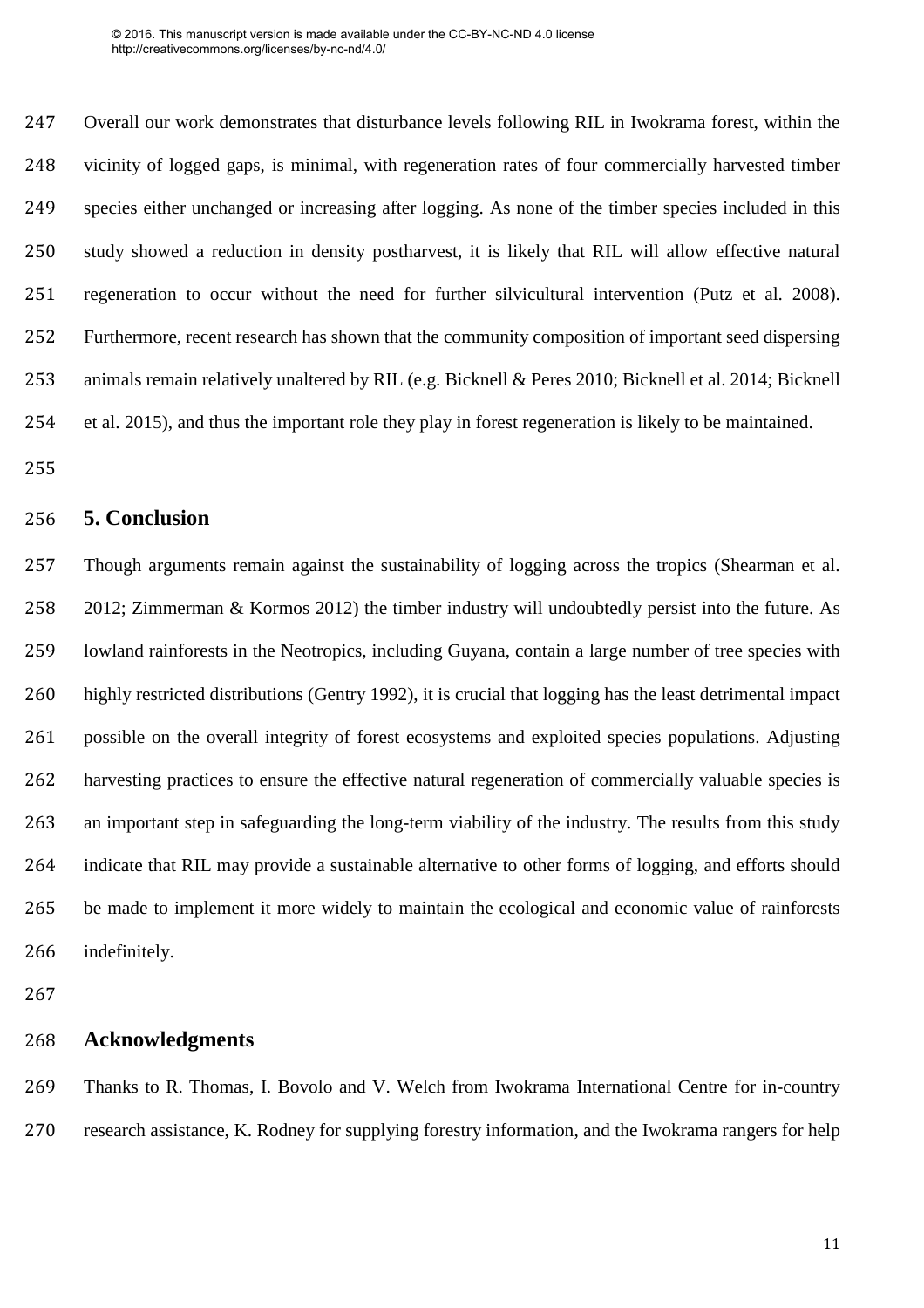Overall our work demonstrates that disturbance levels following RIL in Iwokrama forest, within the vicinity of logged gaps, is minimal, with regeneration rates of four commercially harvested timber species either unchanged or increasing after logging. As none of the timber species included in this study showed a reduction in density postharvest, it is likely that RIL will allow effective natural regeneration to occur without the need for further silvicultural intervention (Putz et al. 2008). Furthermore, recent research has shown that the community composition of important seed dispersing animals remain relatively unaltered by RIL (e.g. Bicknell & Peres 2010; Bicknell et al. 2014; Bicknell et al. 2015), and thus the important role they play in forest regeneration is likely to be maintained.

## 5. Conclusion

Though arguments remain against the sustainability of logging across the tropics (Shearman et al. 2012; Zimmerman & Kormos 2012) the timber industry will undoubtedly persist into the future. As lowland rainforests in the Neotropics, including Guyana, contain a large number of tree species with highly restricted distributions (Gentry 1992), it is crucial that logging has the least detrimental impact possible on the overall integrity of forest ecosystems and exploited species populations. Adjusting harvesting practices to ensure the effective natural regeneration of commercially valuable species is an important step in safeguarding the long-term viability of the industry. The results from this study indicate that RIL may provide a sustainable alternative to other forms of logging, and efforts should be made to implement it more widely to maintain the ecological and economic value of rainforests indefinitely.

## Acknowledgments

Thanks to R. Thomas, I. Bovolo and V. Welch from Iwokrama International Centre for in-country research assistance, K. Rodney for supplying forestry information, and the Iwokrama rangers for help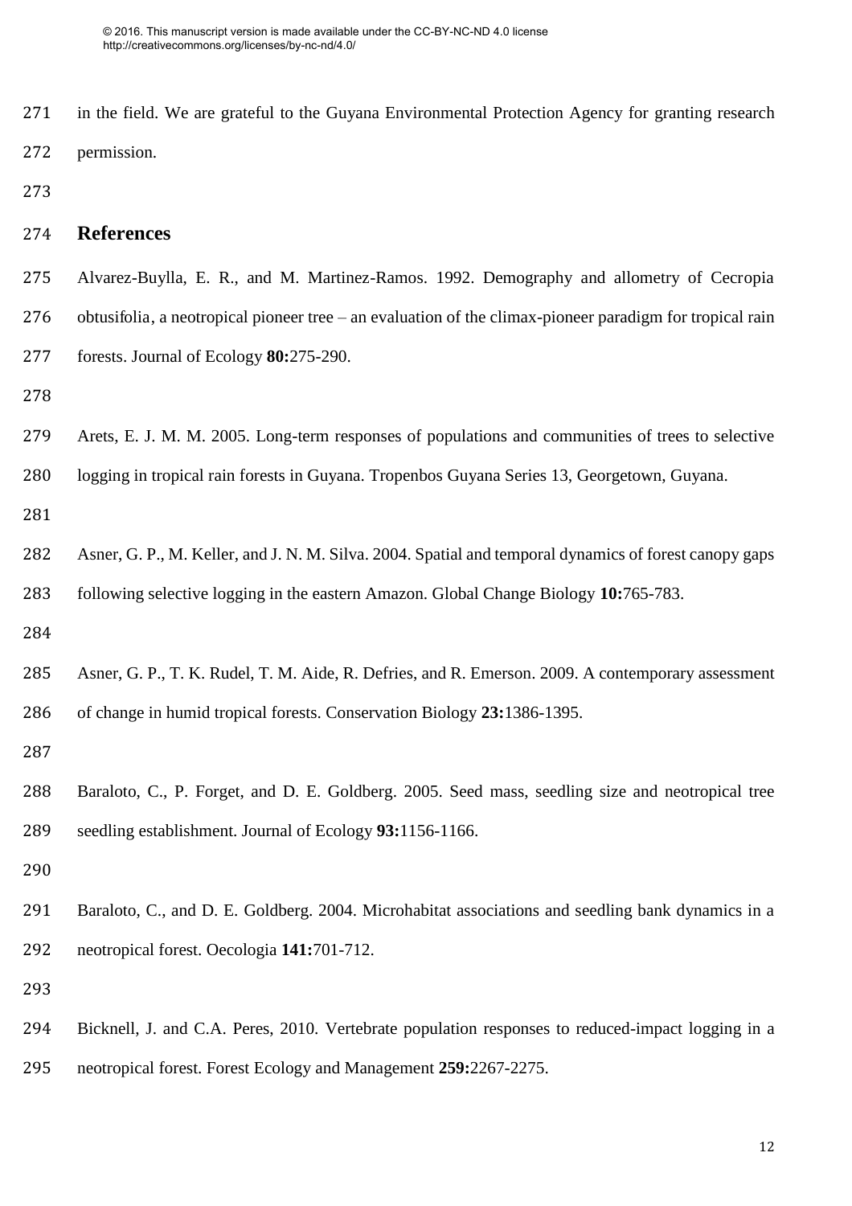in the field. We are grateful to the Guyana Environmental Protection Agency for granting research permission.

## References

Alvarez-Buylla, E. R., and M. Martinez-Ramos. 1992. Demography and allometry of Cecropia obtusifolia, a neotropical pioneer tree – an evaluation of the climax-pioneer paradigm for tropical rain forests. Journal of Ecology **80:**275-290.

Arets, E. J. M. M. 2005. Long-term responses of populations and communities of trees to selective logging in tropical rain forests in Guyana. Tropenbos Guyana Series 13, Georgetown, Guyana.

Asner, G. P., M. Keller, and J. N. M. Silva. 2004. Spatial and temporal dynamics of forest canopy gaps following selective logging in the eastern Amazon. Global Change Biology **10:**765-783.

Asner, G. P., T. K. Rudel, T. M. Aide, R. Defries, and R. Emerson. 2009. A contemporary assessment of change in humid tropical forests. Conservation Biology **23:**1386-1395.

Baraloto, C., P. Forget, and D. E. Goldberg. 2005. Seed mass, seedling size and neotropical tree seedling establishment. Journal of Ecology **93:**1156-1166.

Baraloto, C., and D. E. Goldberg. 2004. Microhabitat associations and seedling bank dynamics in a neotropical forest. Oecologia **141:**701-712.

Bicknell, J. and C.A. Peres, 2010. Vertebrate population responses to reduced-impact logging in a neotropical forest. Forest Ecology and Management **259:**2267-2275.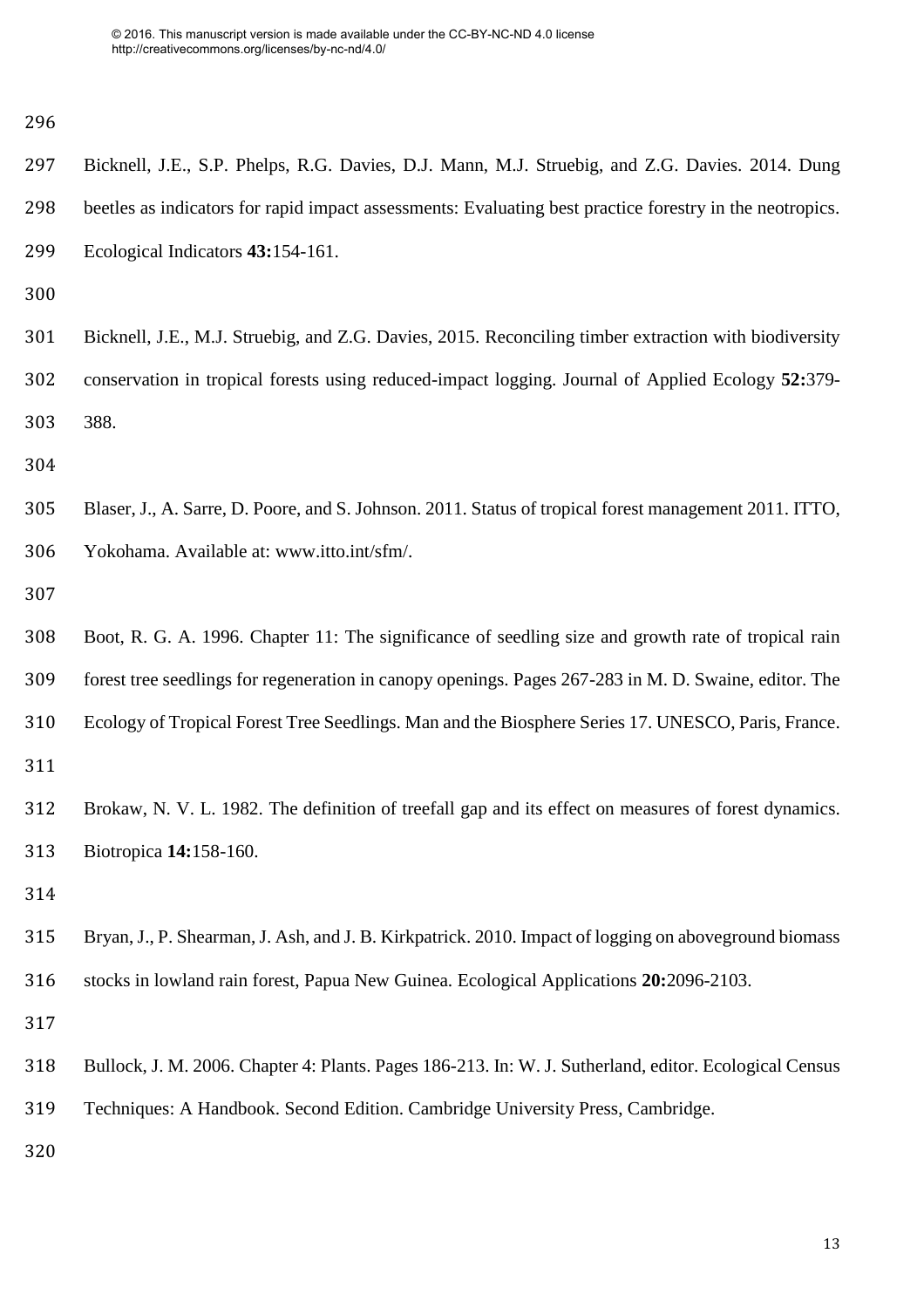Bicknell, J.E., S.P. Phelps, R.G. Davies, D.J. Mann, M.J. Struebig, and Z.G. Davies. 2014. Dung beetles as indicators for rapid impact assessments: Evaluating best practice forestry in the neotropics. Ecological Indicators **43:**154-161.

Bicknell, J.E., M.J. Struebig, and Z.G. Davies, 2015. Reconciling timber extraction with biodiversity conservation in tropical forests using reduced-impact logging. Journal of Applied Ecology **52:**379-388.

Blaser, J., A. Sarre, D. Poore, and S. Johnson. 2011. Status of tropical forest management 2011. ITTO, Yokohama. Available at: www.itto.int/sfm/.

Boot, R. G. A. 1996. Chapter 11: The significance of seedling size and growth rate of tropical rain forest tree seedlings for regeneration in canopy openings. Pages 267-283 in M. D. Swaine, editor. The Ecology of Tropical Forest Tree Seedlings. Man and the Biosphere Series 17. UNESCO, Paris, France.

Brokaw, N. V. L. 1982. The definition of treefall gap and its effect on measures of forest dynamics. Biotropica **14:**158-160.

Bryan, J., P. Shearman, J. Ash, and J. B. Kirkpatrick. 2010. Impact of logging on aboveground biomass stocks in lowland rain forest, Papua New Guinea. Ecological Applications **20:**2096-2103.

Bullock, J. M. 2006. Chapter 4: Plants. Pages 186-213. In: W. J. Sutherland, editor. Ecological Census Techniques: A Handbook. Second Edition. Cambridge University Press, Cambridge.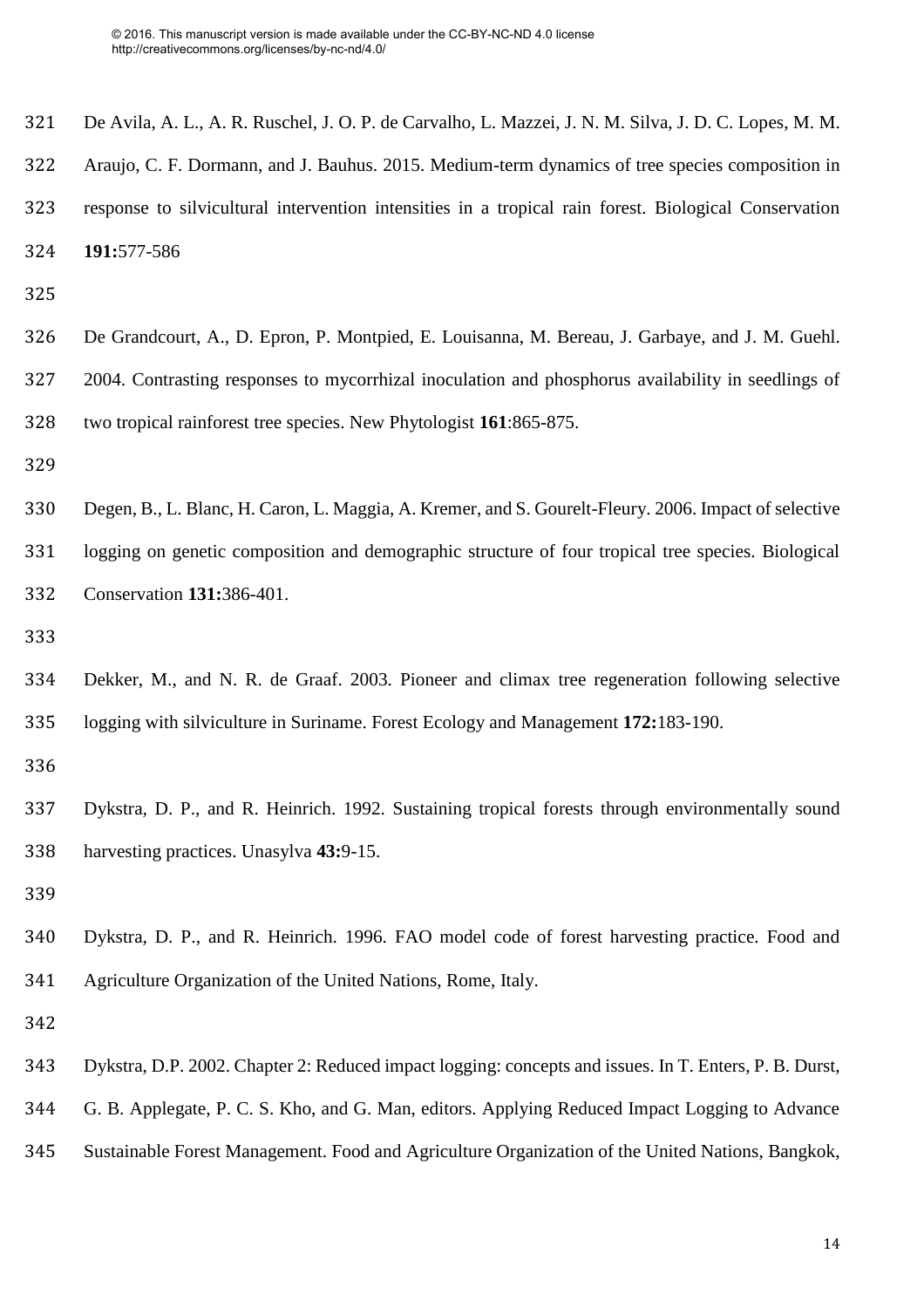De Avila, A. L., A. R. Ruschel, J. O. P. de Carvalho, L. Mazzei, J. N. M. Silva, J. D. C. Lopes, M. M. Araujo, C. F. Dormann, and J. Bauhus. 2015. Medium-term dynamics of tree species composition in response to silvicultural intervention intensities in a tropical rain forest. Biological Conservation **191:**577-586

De Grandcourt, A., D. Epron, P. Montpied, E. Louisanna, M. Bereau, J. Garbaye, and J. M. Guehl. 2004. Contrasting responses to mycorrhizal inoculation and phosphorus availability in seedlings of two tropical rainforest tree species. New Phytologist **161**:865-875.

Degen, B., L. Blanc, H. Caron, L. Maggia, A. Kremer, and S. Gourelt-Fleury. 2006. Impact of selective logging on genetic composition and demographic structure of four tropical tree species. Biological Conservation **131:**386-401.

Dekker, M., and N. R. de Graaf. 2003. Pioneer and climax tree regeneration following selective logging with silviculture in Suriname. Forest Ecology and Management **172:**183-190.

Dykstra, D. P., and R. Heinrich. 1992. Sustaining tropical forests through environmentally sound harvesting practices. Unasylva **43:**9-15.

Dykstra, D. P., and R. Heinrich. 1996. FAO model code of forest harvesting practice. Food and Agriculture Organization of the United Nations, Rome, Italy.

Dykstra, D.P. 2002. Chapter 2: Reduced impact logging: concepts and issues. In T. Enters, P. B. Durst, G. B. Applegate, P. C. S. Kho, and G. Man, editors. Applying Reduced Impact Logging to Advance Sustainable Forest Management. Food and Agriculture Organization of the United Nations, Bangkok,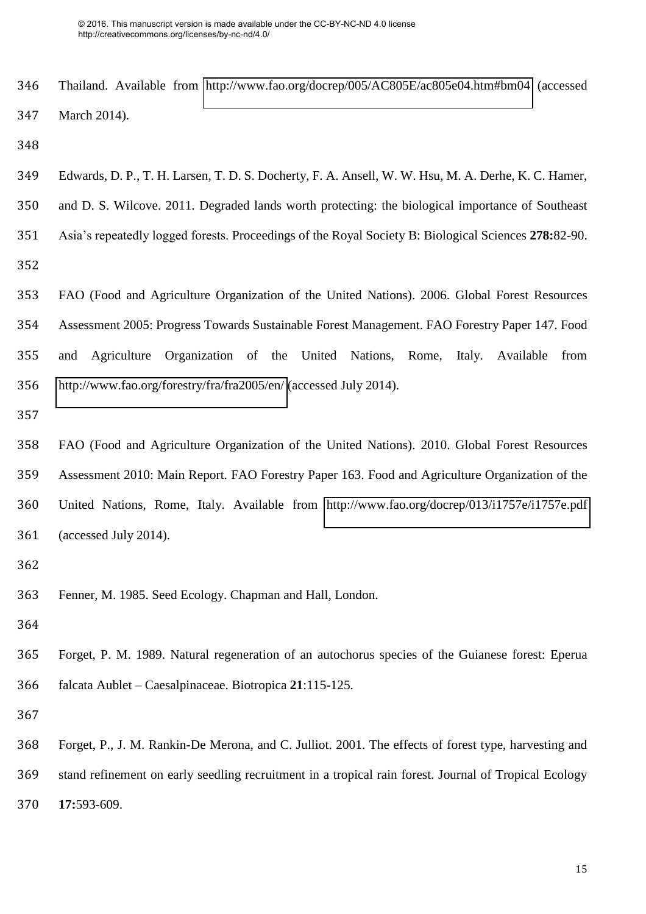Thailand. Available from http://www.fao.org/docrep/005/AC805E/ac805e04.htm#bm04 (accessed March 2014).

Edwards, D. P., T. H. Larsen, T. D. S. Docherty, F. A. Ansell, W. W. Hsu, M. A. Derhe, K. C. Hamer, and D. S. Wilcove. 2011. Degraded lands worth protecting: the biological importance of Southeast Asia's repeatedly logged forests. Proceedings of the Royal Society B: Biological Sciences **278:**82-90.

FAO (Food and Agriculture Organization of the United Nations). 2006. Global Forest Resources Assessment 2005: Progress Towards Sustainable Forest Management. FAO Forestry Paper 147. Food and Agriculture Organization of the United Nations, Rome, Italy. Available from http://www.fao.org/forestry/fra/fra2005/en/ (accessed July 2014).

FAO (Food and Agriculture Organization of the United Nations). 2010. Global Forest Resources Assessment 2010: Main Report. FAO Forestry Paper 163. Food and Agriculture Organization of the United Nations, Rome, Italy. Available from http://www.fao.org/docrep/013/i1757e/i1757e.pdf (accessed July 2014).

Fenner, M. 1985. Seed Ecology. Chapman and Hall, London.

Forget, P. M. 1989. Natural regeneration of an autochorus species of the Guianese forest: Eperua falcata Aublet – Caesalpinaceae. Biotropica **21**:115-125.

Forget, P., J. M. Rankin-De Merona, and C. Julliot. 2001. The effects of forest type, harvesting and stand refinement on early seedling recruitment in a tropical rain forest. Journal of Tropical Ecology **17:**593-609.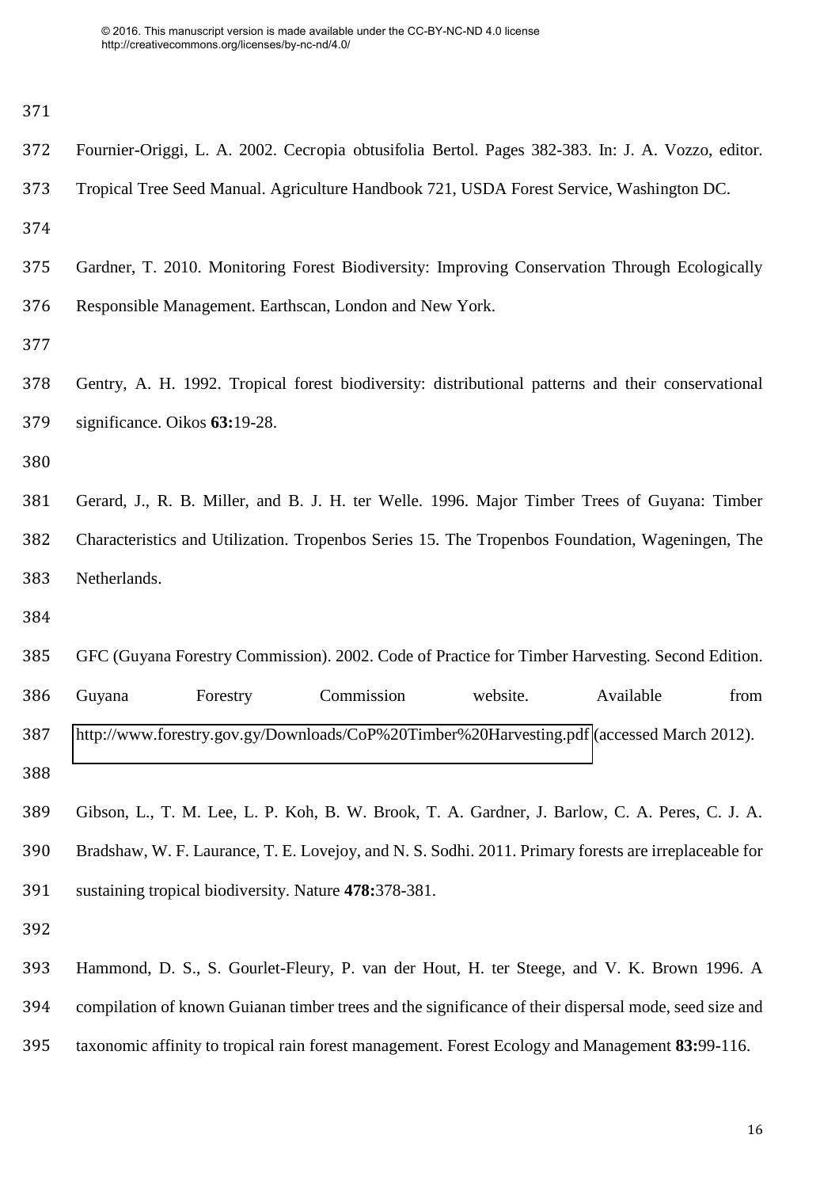Fournier-Origgi, L. A. 2002. Cecropia obtusifolia Bertol. Pages 382-383. In: J. A. Vozzo, editor. Tropical Tree Seed Manual. Agriculture Handbook 721, USDA Forest Service, Washington DC.

Gardner, T. 2010. Monitoring Forest Biodiversity: Improving Conservation Through Ecologically Responsible Management. Earthscan, London and New York.

Gentry, A. H. 1992. Tropical forest biodiversity: distributional patterns and their conservational significance. Oikos **63:**19-28.

Gerard, J., R. B. Miller, and B. J. H. ter Welle. 1996. Major Timber Trees of Guyana: Timber Characteristics and Utilization. Tropenbos Series 15. The Tropenbos Foundation, Wageningen, The Netherlands.

GFC (Guyana Forestry Commission). 2002. Code of Practice for Timber Harvesting. Second Edition. Guyana Forestry Commission website. Available from http://www.forestry.gov.gy/Downloads/CoP%20Timber%20Harvesting.pdf (accessed March 2012).

Gibson, L., T. M. Lee, L. P. Koh, B. W. Brook, T. A. Gardner, J. Barlow, C. A. Peres, C. J. A. Bradshaw, W. F. Laurance, T. E. Lovejoy, and N. S. Sodhi. 2011. Primary forests are irreplaceable for sustaining tropical biodiversity. Nature **478:**378-381.

Hammond, D. S., S. Gourlet-Fleury, P. van der Hout, H. ter Steege, and V. K. Brown 1996. A compilation of known Guianan timber trees and the significance of their dispersal mode, seed size and taxonomic affinity to tropical rain forest management. Forest Ecology and Management **83:**99-116.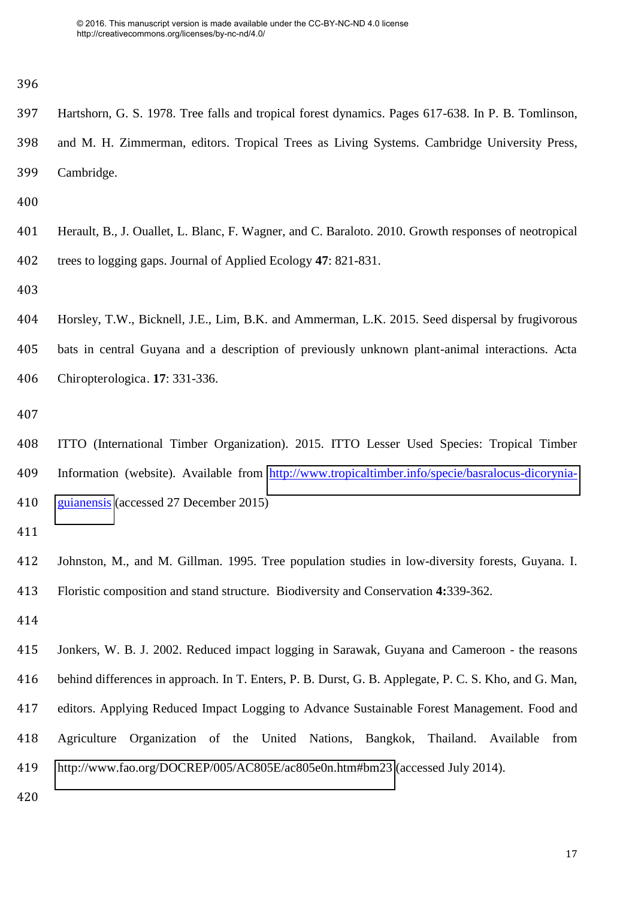Hartshorn, G. S. 1978. Tree falls and tropical forest dynamics. Pages 617-638. In P. B. Tomlinson, and M. H. Zimmerman, editors. Tropical Trees as Living Systems. Cambridge University Press, Cambridge.

Herault, B., J. Ouallet, L. Blanc, F. Wagner, and C. Baraloto. 2010. Growth responses of neotropical trees to logging gaps. Journal of Applied Ecology **47**: 821-831.

Horsley, T.W., Bicknell, J.E., Lim, B.K. and Ammerman, L.K. 2015. Seed dispersal by frugivorous bats in central Guyana and a description of previously unknown plant-animal interactions. Acta Chiropterologica. **17**: 331-336.

ITTO (International Timber Organization). 2015. ITTO Lesser Used Species: Tropical Timber Information (website). Available from http://www.tropicaltimber.info/specie/basralocus-dicorynia-guianensis (accessed 27 December 2015)

Johnston, M., and M. Gillman. 1995. Tree population studies in low-diversity forests, Guyana. I. Floristic composition and stand structure. Biodiversity and Conservation **4:**339-362.

Jonkers, W. B. J. 2002. Reduced impact logging in Sarawak, Guyana and Cameroon - the reasons behind differences in approach. In T. Enters, P. B. Durst, G. B. Applegate, P. C. S. Kho, and G. Man, editors. Applying Reduced Impact Logging to Advance Sustainable Forest Management. Food and Agriculture Organization of the United Nations, Bangkok, Thailand. Available from http://www.fao.org/DOCREP/005/AC805E/ac805e0n.htm#bm23 (accessed July 2014).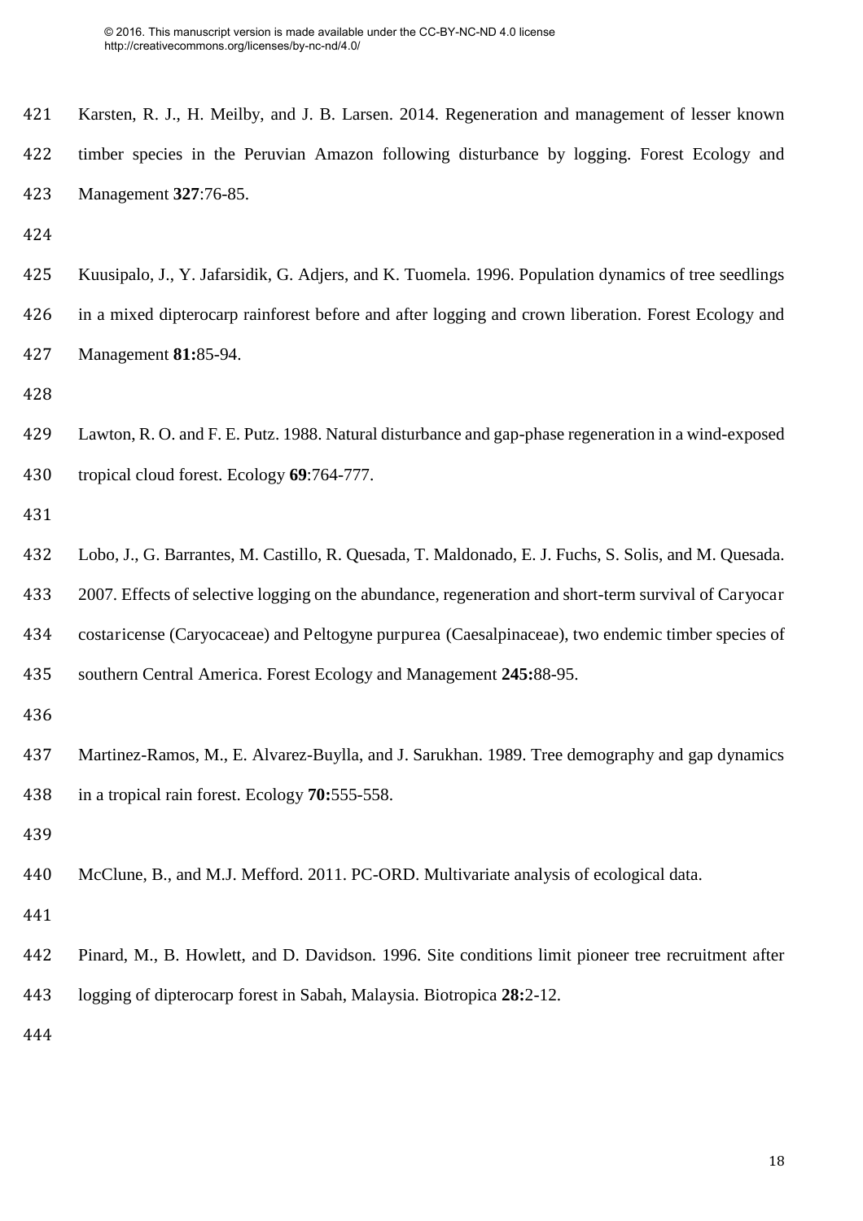Karsten, R. J., H. Meilby, and J. B. Larsen. 2014. Regeneration and management of lesser known timber species in the Peruvian Amazon following disturbance by logging. Forest Ecology and Management **327**:76-85.

Kuusipalo, J., Y. Jafarsidik, G. Adjers, and K. Tuomela. 1996. Population dynamics of tree seedlings in a mixed dipterocarp rainforest before and after logging and crown liberation. Forest Ecology and Management **81:**85-94.

Lawton, R. O. and F. E. Putz. 1988. Natural disturbance and gap-phase regeneration in a wind-exposed tropical cloud forest. Ecology **69**:764-777.

Lobo, J., G. Barrantes, M. Castillo, R. Quesada, T. Maldonado, E. J. Fuchs, S. Solis, and M. Quesada. 2007. Effects of selective logging on the abundance, regeneration and short-term survival of Caryocar costaricense (Caryocaceae) and Peltogyne purpurea (Caesalpinaceae), two endemic timber species of southern Central America. Forest Ecology and Management **245:**88-95.

Martinez-Ramos, M., E. Alvarez-Buylla, and J. Sarukhan. 1989. Tree demography and gap dynamics in a tropical rain forest. Ecology **70:**555-558.

McClune, B., and M.J. Mefford. 2011. PC-ORD. Multivariate analysis of ecological data.

Pinard, M., B. Howlett, and D. Davidson. 1996. Site conditions limit pioneer tree recruitment after logging of dipterocarp forest in Sabah, Malaysia. Biotropica **28:**2-12.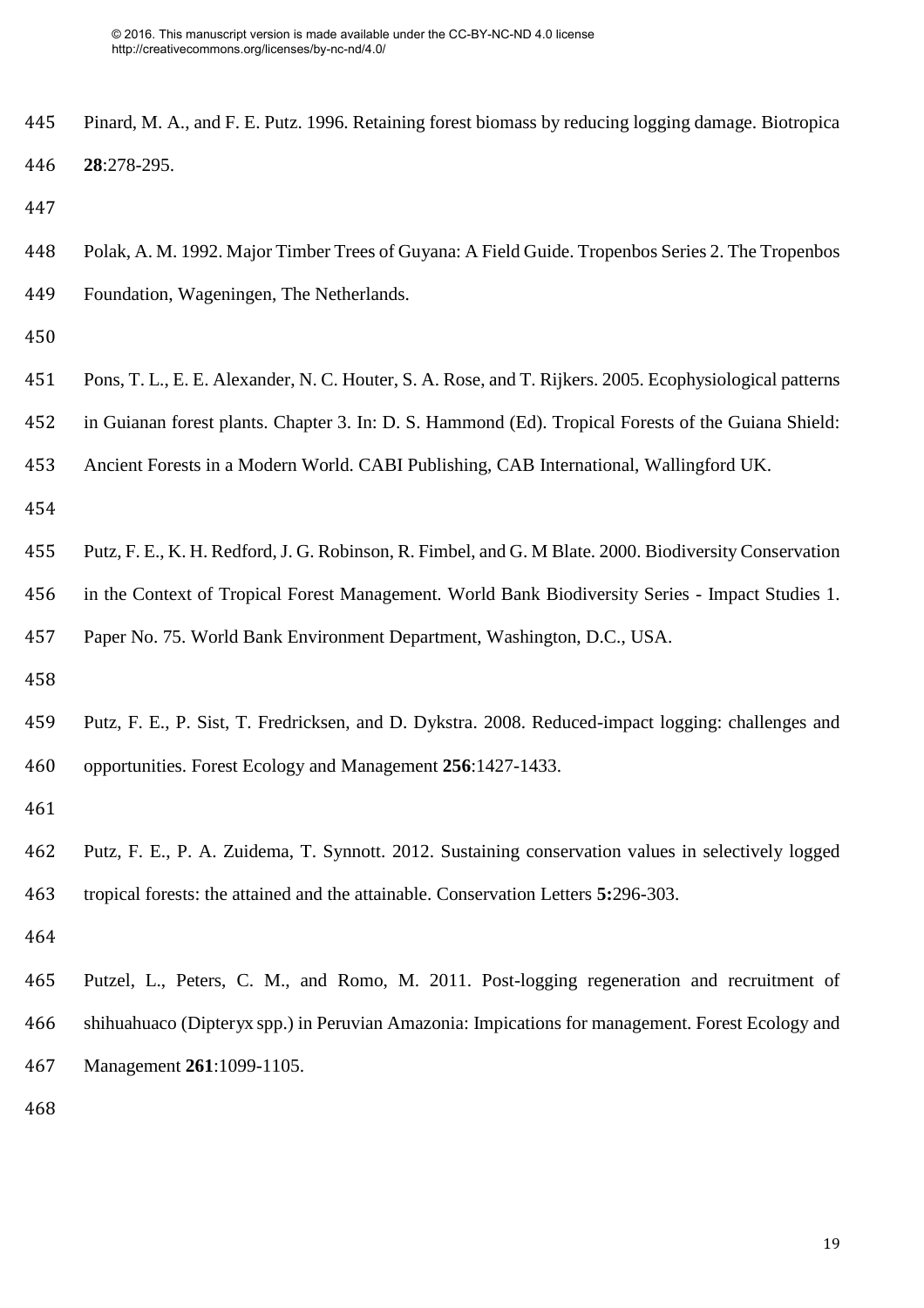Pinard, M. A., and F. E. Putz. 1996. Retaining forest biomass by reducing logging damage. Biotropica **28**:278-295.

Polak, A. M. 1992. Major Timber Trees of Guyana: A Field Guide. Tropenbos Series 2. The Tropenbos Foundation, Wageningen, The Netherlands.

Pons, T. L., E. E. Alexander, N. C. Houter, S. A. Rose, and T. Rijkers. 2005. Ecophysiological patterns in Guianan forest plants. Chapter 3. In: D. S. Hammond (Ed). Tropical Forests of the Guiana Shield: Ancient Forests in a Modern World. CABI Publishing, CAB International, Wallingford UK.

Putz, F. E., K. H. Redford, J. G. Robinson, R. Fimbel, and G. M Blate. 2000. Biodiversity Conservation in the Context of Tropical Forest Management. World Bank Biodiversity Series - Impact Studies 1. Paper No. 75. World Bank Environment Department, Washington, D.C., USA.

Putz, F. E., P. Sist, T. Fredricksen, and D. Dykstra. 2008. Reduced-impact logging: challenges and opportunities. Forest Ecology and Management **256**:1427-1433.

Putz, F. E., P. A. Zuidema, T. Synnott. 2012. Sustaining conservation values in selectively logged tropical forests: the attained and the attainable. Conservation Letters **5:**296-303.

Putzel, L., Peters, C. M., and Romo, M. 2011. Post-logging regeneration and recruitment of shihuahuaco (Dipteryx spp.) in Peruvian Amazonia: Impications for management. Forest Ecology and Management **261**:1099-1105.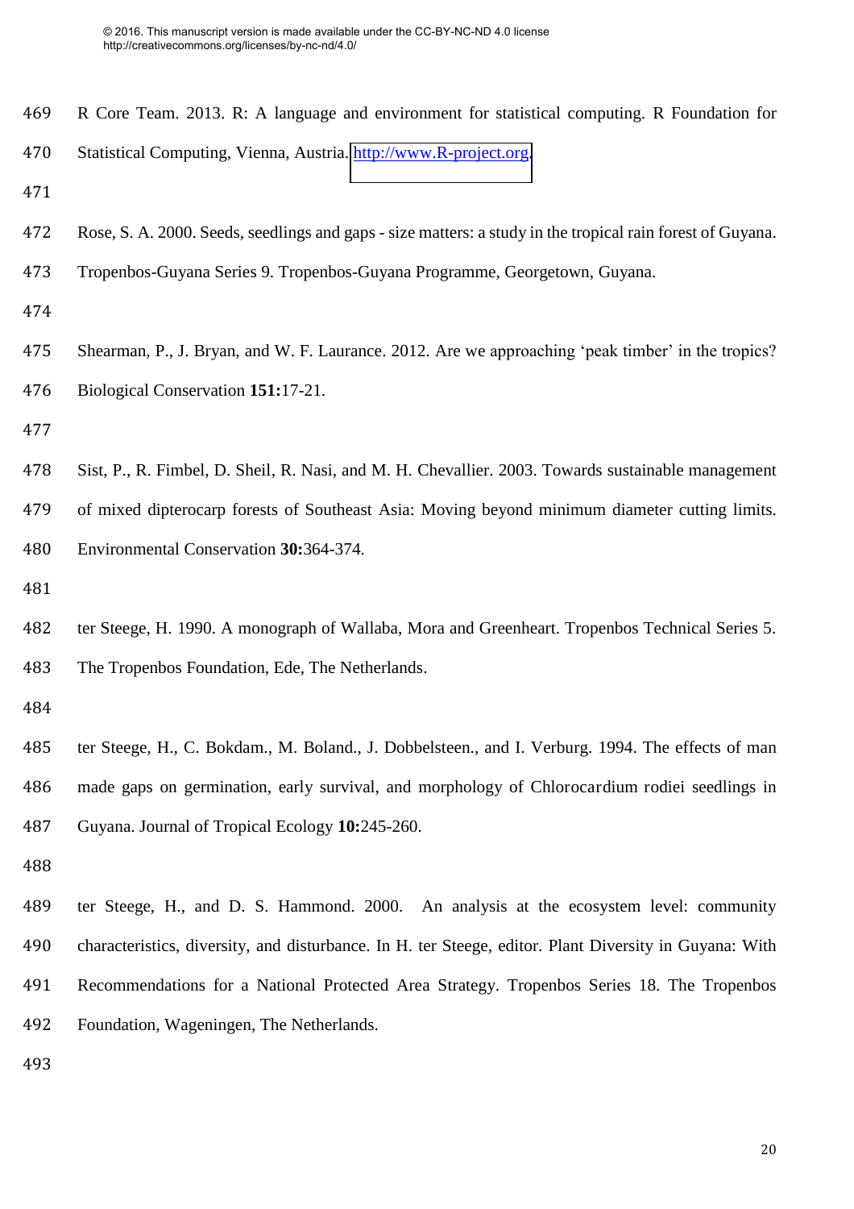R Core Team. 2013. R: A language and environment for statistical computing. R Foundation for Statistical Computing, Vienna, Austria. http://www.R-project.org.

Rose, S. A. 2000. Seeds, seedlings and gaps - size matters: a study in the tropical rain forest of Guyana. Tropenbos-Guyana Series 9. Tropenbos-Guyana Programme, Georgetown, Guyana.

Shearman, P., J. Bryan, and W. F. Laurance. 2012. Are we approaching ‘peak timber’ in the tropics? Biological Conservation **151:**17-21.

Sist, P., R. Fimbel, D. Sheil, R. Nasi, and M. H. Chevallier. 2003. Towards sustainable management of mixed dipterocarp forests of Southeast Asia: Moving beyond minimum diameter cutting limits. Environmental Conservation **30:**364-374.

ter Steege, H. 1990. A monograph of Wallaba, Mora and Greenheart. Tropenbos Technical Series 5. The Tropenbos Foundation, Ede, The Netherlands.

ter Steege, H., C. Bokdam., M. Boland., J. Dobbelsteen., and I. Verburg. 1994. The effects of man made gaps on germination, early survival, and morphology of Chlorocardium rodiei seedlings in Guyana. Journal of Tropical Ecology **10:**245-260.

ter Steege, H., and D. S. Hammond. 2000. An analysis at the ecosystem level: community characteristics, diversity, and disturbance. In H. ter Steege, editor. Plant Diversity in Guyana: With Recommendations for a National Protected Area Strategy. Tropenbos Series 18. The Tropenbos Foundation, Wageningen, The Netherlands.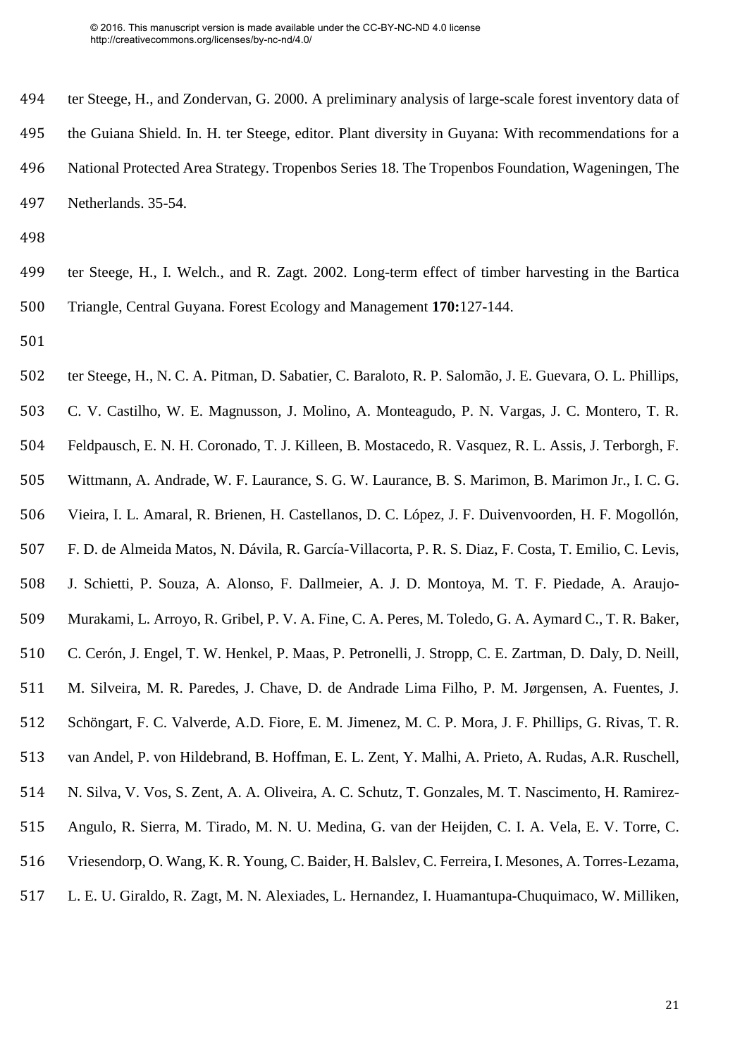ter Steege, H., and Zondervan, G. 2000. A preliminary analysis of large-scale forest inventory data of the Guiana Shield. In. H. ter Steege, editor. Plant diversity in Guyana: With recommendations for a National Protected Area Strategy. Tropenbos Series 18. The Tropenbos Foundation, Wageningen, The Netherlands. 35-54.

ter Steege, H., I. Welch., and R. Zagt. 2002. Long-term effect of timber harvesting in the Bartica Triangle, Central Guyana. Forest Ecology and Management **170:**127-144.

ter Steege, H., N. C. A. Pitman, D. Sabatier, C. Baraloto, R. P. Salomão, J. E. Guevara, O. L. Phillips, C. V. Castilho, W. E. Magnusson, J. Molino, A. Monteagudo, P. N. Vargas, J. C. Montero, T. R. Feldpausch, E. N. H. Coronado, T. J. Killeen, B. Mostacedo, R. Vasquez, R. L. Assis, J. Terborgh, F. Wittmann, A. Andrade, W. F. Laurance, S. G. W. Laurance, B. S. Marimon, B. Marimon Jr., I. C. G. Vieira, I. L. Amaral, R. Brienen, H. Castellanos, D. C. López, J. F. Duivenvoorden, H. F. Mogollón, F. D. de Almeida Matos, N. Dávila, R. García-Villacorta, P. R. S. Diaz, F. Costa, T. Emilio, C. Levis, J. Schietti, P. Souza, A. Alonso, F. Dallmeier, A. J. D. Montoya, M. T. F. Piedade, A. Araujo-Murakami, L. Arroyo, R. Gribel, P. V. A. Fine, C. A. Peres, M. Toledo, G. A. Aymard C., T. R. Baker, C. Cerón, J. Engel, T. W. Henkel, P. Maas, P. Petronelli, J. Stropp, C. E. Zartman, D. Daly, D. Neill, M. Silveira, M. R. Paredes, J. Chave, D. de Andrade Lima Filho, P. M. Jørgensen, A. Fuentes, J. Schöngart, F. C. Valverde, A.D. Fiore, E. M. Jimenez, M. C. P. Mora, J. F. Phillips, G. Rivas, T. R. van Andel, P. von Hildebrand, B. Hoffman, E. L. Zent, Y. Malhi, A. Prieto, A. Rudas, A.R. Ruschell, N. Silva, V. Vos, S. Zent, A. A. Oliveira, A. C. Schutz, T. Gonzales, M. T. Nascimento, H. Ramirez-Angulo, R. Sierra, M. Tirado, M. N. U. Medina, G. van der Heijden, C. I. A. Vela, E. V. Torre, C. Vriesendorp, O. Wang, K. R. Young, C. Baider, H. Balslev, C. Ferreira, I. Mesones, A. Torres-Lezama, L. E. U. Giraldo, R. Zagt, M. N. Alexiades, L. Hernandez, I. Huamantupa-Chuquimaco, W. Milliken,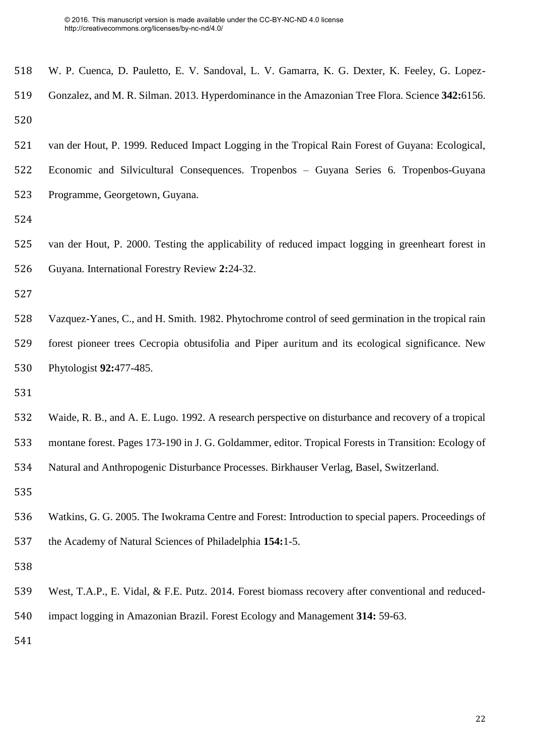W. P. Cuenca, D. Pauletto, E. V. Sandoval, L. V. Gamarra, K. G. Dexter, K. Feeley, G. Lopez-Gonzalez, and M. R. Silman. 2013. Hyperdominance in the Amazonian Tree Flora. Science **342:**6156.

van der Hout, P. 1999. Reduced Impact Logging in the Tropical Rain Forest of Guyana: Ecological, Economic and Silvicultural Consequences. Tropenbos – Guyana Series 6. Tropenbos-Guyana Programme, Georgetown, Guyana.

van der Hout, P. 2000. Testing the applicability of reduced impact logging in greenheart forest in Guyana. International Forestry Review **2:**24-32.

Vazquez-Yanes, C., and H. Smith. 1982. Phytochrome control of seed germination in the tropical rain forest pioneer trees Cecropia obtusifolia and Piper auritum and its ecological significance. New Phytologist **92:**477-485.

Waide, R. B., and A. E. Lugo. 1992. A research perspective on disturbance and recovery of a tropical montane forest. Pages 173-190 in J. G. Goldammer, editor. Tropical Forests in Transition: Ecology of Natural and Anthropogenic Disturbance Processes. Birkhauser Verlag, Basel, Switzerland.

Watkins, G. G. 2005. The Iwokrama Centre and Forest: Introduction to special papers. Proceedings of the Academy of Natural Sciences of Philadelphia **154:**1-5.

West, T.A.P., E. Vidal, & F.E. Putz. 2014. Forest biomass recovery after conventional and reduced-impact logging in Amazonian Brazil. Forest Ecology and Management **314:** 59-63.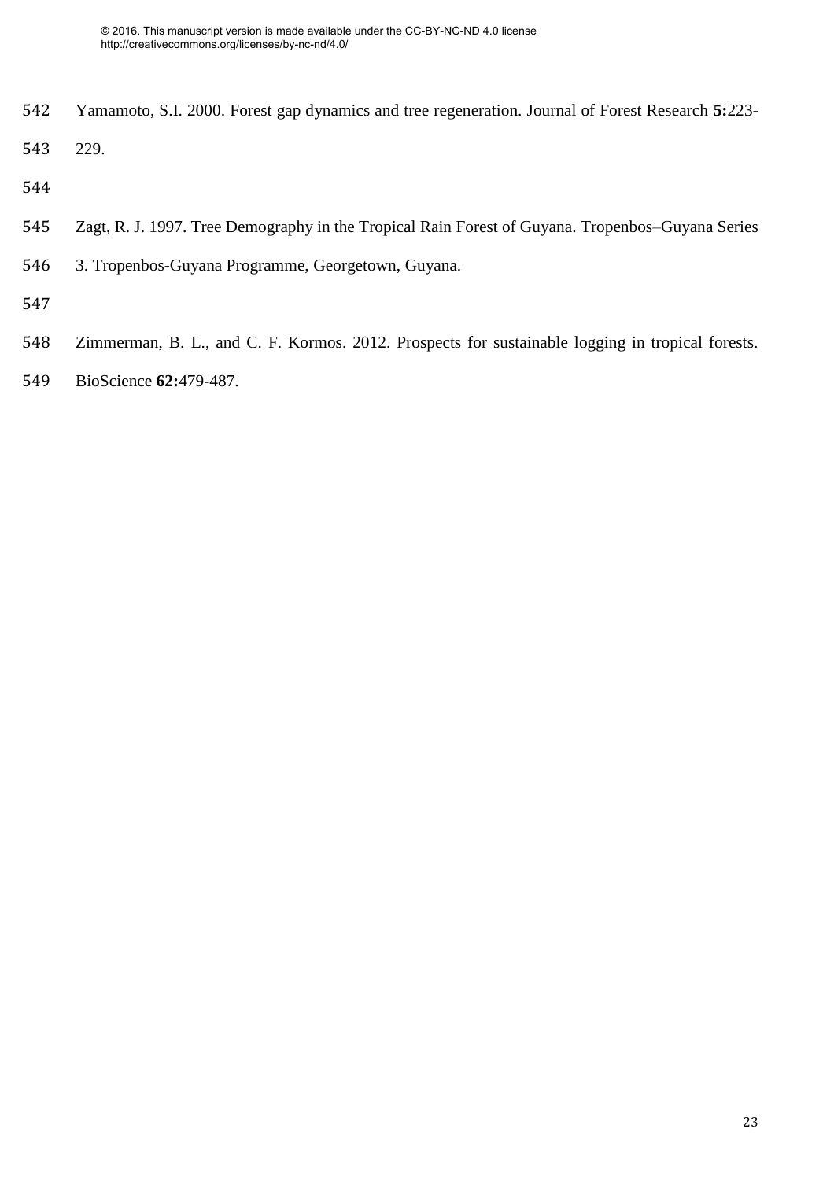Yamamoto, S.I. 2000. Forest gap dynamics and tree regeneration. Journal of Forest Research **5:**223-229.

Zagt, R. J. 1997. Tree Demography in the Tropical Rain Forest of Guyana. Tropenbos–Guyana Series 3. Tropenbos-Guyana Programme, Georgetown, Guyana.

Zimmerman, B. L., and C. F. Kormos. 2012. Prospects for sustainable logging in tropical forests. BioScience **62:**479-487.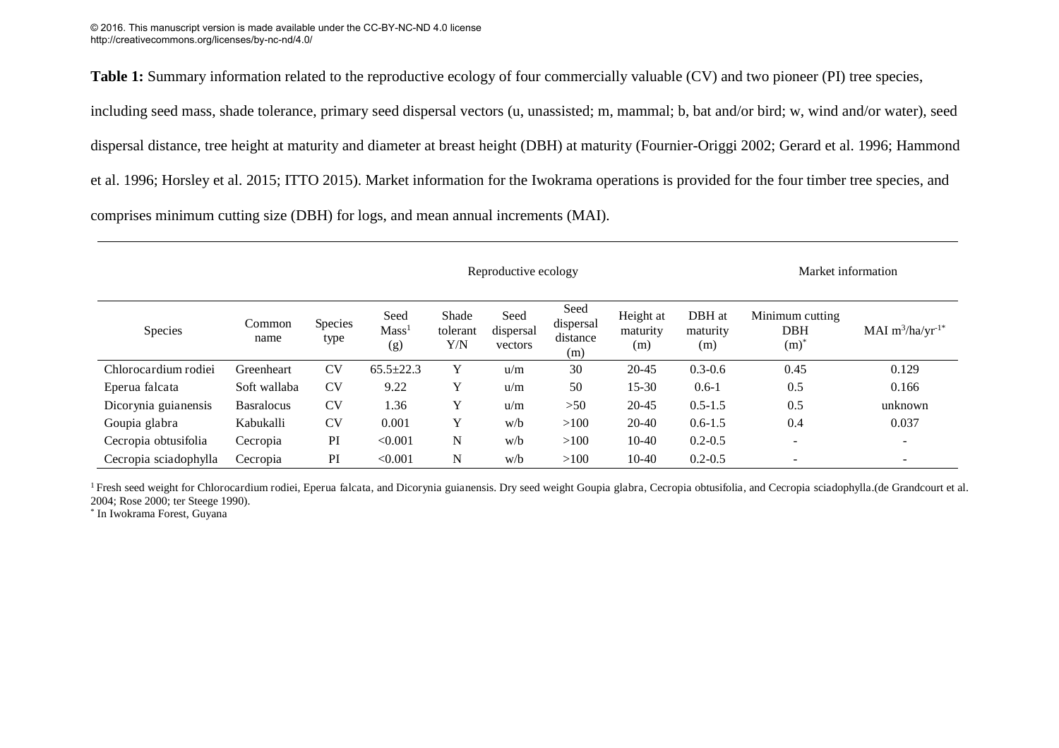© 2016. This manuscript version is made available under the CC-BY-NC-ND 4.0 license http://creativecommons.org/licenses/by-nc-nd/4.0/

**Table 1:** Summary information related to the reproductive ecology of four commercially valuable (CV) and two pioneer (PI) tree species, including seed mass, shade tolerance, primary seed dispersal vectors (u, unassisted; m, mammal; b, bat and/or bird; w, wind and/or water), seed dispersal distance, tree height at maturity and diameter at breast height (DBH) at maturity (Fournier-Origgi 2002; Gerard et al. 1996; Hammond et al. 1996; Horsley et al. 2015; ITTO 2015). Market information for the Iwokrama operations is provided for the four timber tree species, and comprises minimum cutting size (DBH) for logs, and mean annual increments (MAI).

| | | | Reproductive ecology | | | | | | Market information | |
|---|---|---|---|---|---|---|---|---|---|---|
| Species | Common name | Species type | Seed Mass[1] (g) | Shade tolerant Y/N | Seed dispersal vectors | Seed dispersal distance (m) | Height at maturity (m) | DBH at maturity (m) | Minimum cutting DBH (m)[*] | MAI $m^3/ha/yr^{-1*}$ |
| Chlorocardium rodiei | Greenheart | CV | 65.5±22.3 | Y | u/m | 30 | 20-45 | 0.3-0.6 | 0.45 | 0.129 |
| Eperua falcata | Soft wallaba | CV | 9.22 | Y | u/m | 50 | 15-30 | 0.6-1 | 0.5 | 0.166 |
| Dicorynia guianensis | Basralocus | CV | 1.36 | Y | u/m | >50 | 20-45 | 0.5-1.5 | 0.5 | unknown |
| Goupia glabra | Kabukalli | CV | 0.001 | Y | w/b | >100 | 20-40 | 0.6-1.5 | 0.4 | 0.037 |
| Cecropia obtusifolia | Cecropia | PI | <0.001 | N | w/b | >100 | 10-40 | 0.2-0.5 | - | - |
| Cecropia sciadophylla | Cecropia | PI | <0.001 | N | w/b | >100 | 10-40 | 0.2-0.5 | - | - |

[1] Fresh seed weight for Chlorocardium rodiei, Eperua falcata, and Dicorynia guianensis. Dry seed weight Goupia glabra, Cecropia obtusifolia, and Cecropia sciadophylla.(de Grandcourt et al. 2004; Rose 2000; ter Steege 1990).
[*] In Iwokrama Forest, Guyana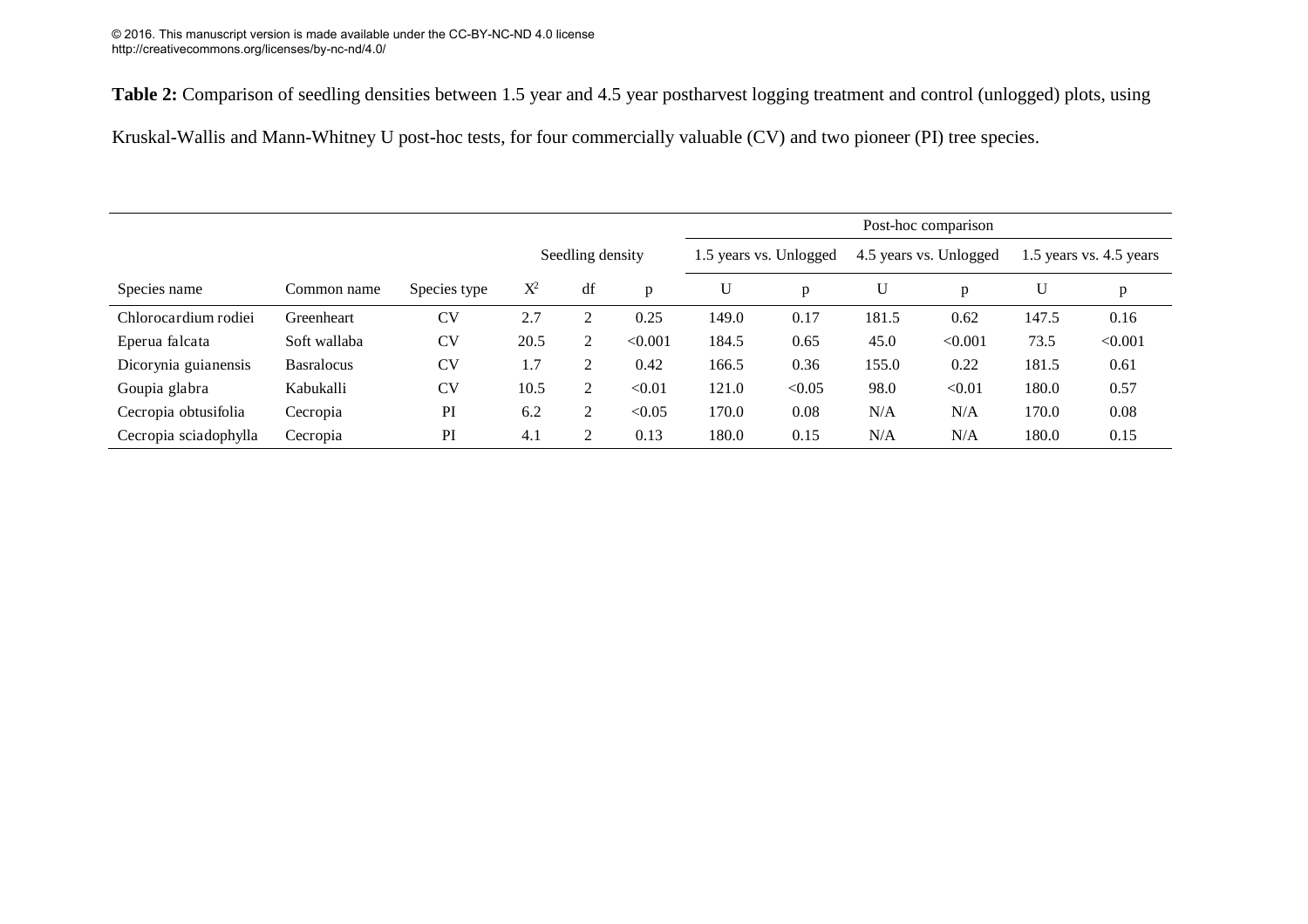© 2016. This manuscript version is made available under the CC-BY-NC-ND 4.0 license http://creativecommons.org/licenses/by-nc-nd/4.0/

**Table 2:** Comparison of seedling densities between 1.5 year and 4.5 year postharvest logging treatment and control (unlogged) plots, using Kruskal-Wallis and Mann-Whitney U post-hoc tests, for four commercially valuable (CV) and two pioneer (PI) tree species.

| | | | | | | Post-hoc comparison | | | | | |
|---|---|---|---|---|---|---|---|---|---|---|---|
| | | | Seedling density | | | 1.5 years vs. Unlogged | | 4.5 years vs. Unlogged | | 1.5 years vs. 4.5 years | |
| Species name | Common name | Species type | $X^2$ | df | p | U | p | U | p | U | p |
| Chlorocardium rodiei | Greenheart | CV | 2.7 | 2 | 0.25 | 149.0 | 0.17 | 181.5 | 0.62 | 147.5 | 0.16 |
| Eperua falcata | Soft wallaba | CV | 20.5 | 2 | <0.001 | 184.5 | 0.65 | 45.0 | <0.001 | 73.5 | <0.001 |
| Dicorynia guianensis | Basralocus | CV | 1.7 | 2 | 0.42 | 166.5 | 0.36 | 155.0 | 0.22 | 181.5 | 0.61 |
| Goupia glabra | Kabukalli | CV | 10.5 | 2 | <0.01 | 121.0 | <0.05 | 98.0 | <0.01 | 180.0 | 0.57 |
| Cecropia obtusifolia | Cecropia | PI | 6.2 | 2 | <0.05 | 170.0 | 0.08 | N/A | N/A | 170.0 | 0.08 |
| Cecropia sciadophylla | Cecropia | PI | 4.1 | 2 | 0.13 | 180.0 | 0.15 | N/A | N/A | 180.0 | 0.15 |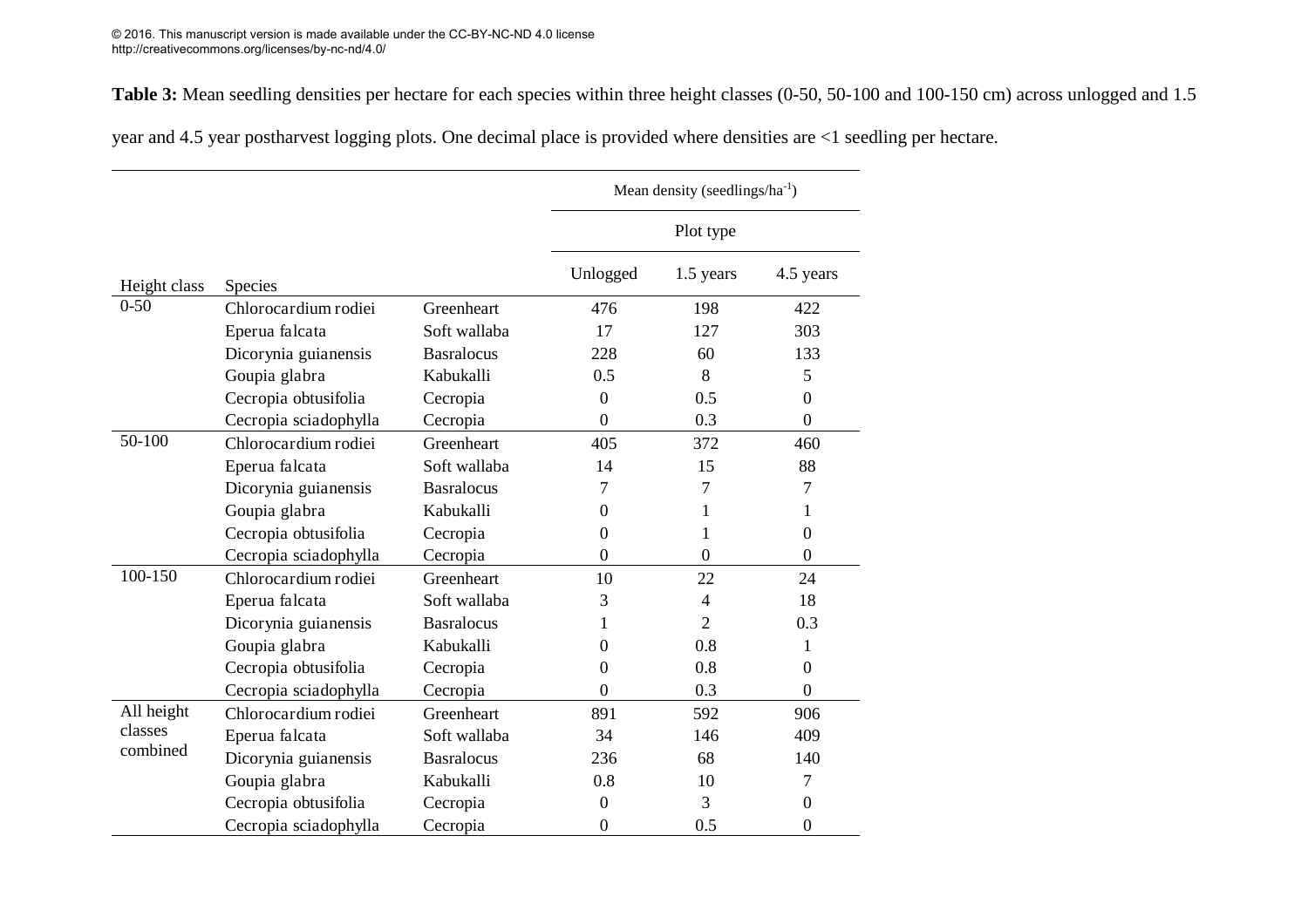© 2016. This manuscript version is made available under the CC-BY-NC-ND 4.0 license
http://creativecommons.org/licenses/by-nc-nd/4.0/

**Table 3:** Mean seedling densities per hectare for each species within three height classes (0-50, 50-100 and 100-150 cm) across unlogged and 1.5 year and 4.5 year postharvest logging plots. One decimal place is provided where densities are <1 seedling per hectare.

| | | | Mean density (seedlings/ha$^{-1}$) | | |
|---|---|---|---|---|---|
| | | | Plot type | | |
| Height class | Species | | Unlogged | 1.5 years | 4.5 years |
| 0-50 | Chlorocardium rodiei | Greenheart | 476 | 198 | 422 |
| | Eperua falcata | Soft wallaba | 17 | 127 | 303 |
| | Dicorynia guianensis | Basralocus | 228 | 60 | 133 |
| | Goupia glabra | Kabukalli | 0.5 | 8 | 5 |
| | Cecropia obtusifolia | Cecropia | 0 | 0.5 | 0 |
| | Cecropia sciadophylla | Cecropia | 0 | 0.3 | 0 |
| 50-100 | Chlorocardium rodiei | Greenheart | 405 | 372 | 460 |
| | Eperua falcata | Soft wallaba | 14 | 15 | 88 |
| | Dicorynia guianensis | Basralocus | 7 | 7 | 7 |
| | Goupia glabra | Kabukalli | 0 | 1 | 1 |
| | Cecropia obtusifolia | Cecropia | 0 | 1 | 0 |
| | Cecropia sciadophylla | Cecropia | 0 | 0 | 0 |
| 100-150 | Chlorocardium rodiei | Greenheart | 10 | 22 | 24 |
| | Eperua falcata | Soft wallaba | 3 | 4 | 18 |
| | Dicorynia guianensis | Basralocus | 1 | 2 | 0.3 |
| | Goupia glabra | Kabukalli | 0 | 0.8 | 1 |
| | Cecropia obtusifolia | Cecropia | 0 | 0.8 | 0 |
| | Cecropia sciadophylla | Cecropia | 0 | 0.3 | 0 |
| All height classes combined | Chlorocardium rodiei | Greenheart | 891 | 592 | 906 |
| | Eperua falcata | Soft wallaba | 34 | 146 | 409 |
| | Dicorynia guianensis | Basralocus | 236 | 68 | 140 |
| | Goupia glabra | Kabukalli | 0.8 | 10 | 7 |
| | Cecropia obtusifolia | Cecropia | 0 | 3 | 0 |
| | Cecropia sciadophylla | Cecropia | 0 | 0.5 | 0 |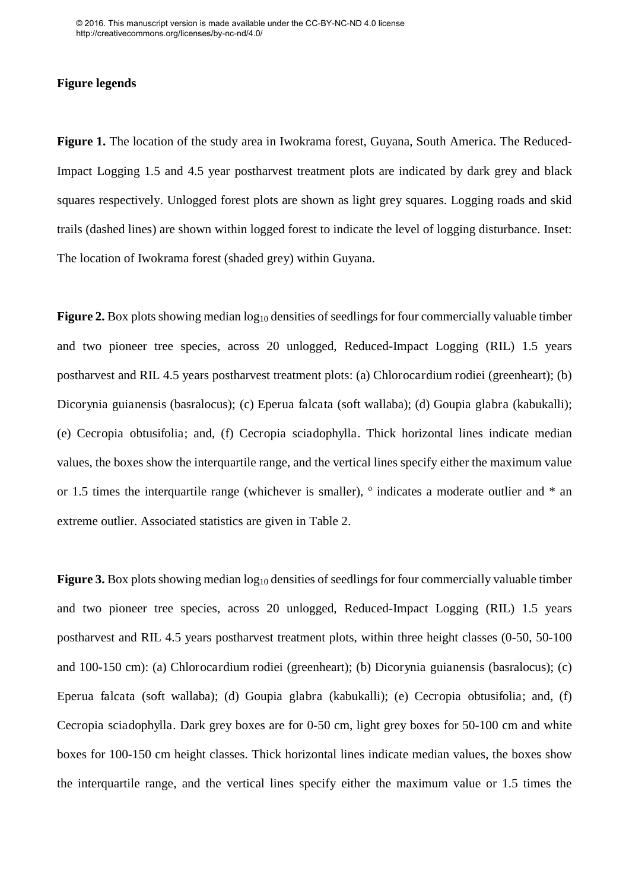© 2016. This manuscript version is made available under the CC-BY-NC-ND 4.0 license
http://creativecommons.org/licenses/by-nc-nd/4.0/

**Figure legends**

**Figure 1.** The location of the study area in Iwokrama forest, Guyana, South America. The Reduced-Impact Logging 1.5 and 4.5 year postharvest treatment plots are indicated by dark grey and black squares respectively. Unlogged forest plots are shown as light grey squares. Logging roads and skid trails (dashed lines) are shown within logged forest to indicate the level of logging disturbance. Inset: The location of Iwokrama forest (shaded grey) within Guyana.

**Figure 2.** Box plots showing median $\log_{10}$ densities of seedlings for four commercially valuable timber and two pioneer tree species, across 20 unlogged, Reduced-Impact Logging (RIL) 1.5 years postharvest and RIL 4.5 years postharvest treatment plots: (a) Chlorocardium rodiei (greenheart); (b) Dicorynia guianensis (basralocus); (c) Eperua falcata (soft wallaba); (d) Goupia glabra (kabukalli); (e) Cecropia obtusifolia; and, (f) Cecropia sciadophylla. Thick horizontal lines indicate median values, the boxes show the interquartile range, and the vertical lines specify either the maximum value or 1.5 times the interquartile range (whichever is smaller), º indicates a moderate outlier and * an extreme outlier. Associated statistics are given in Table 2.

**Figure 3.** Box plots showing median $\log_{10}$ densities of seedlings for four commercially valuable timber and two pioneer tree species, across 20 unlogged, Reduced-Impact Logging (RIL) 1.5 years postharvest and RIL 4.5 years postharvest treatment plots, within three height classes (0-50, 50-100 and 100-150 cm): (a) Chlorocardium rodiei (greenheart); (b) Dicorynia guianensis (basralocus); (c) Eperua falcata (soft wallaba); (d) Goupia glabra (kabukalli); (e) Cecropia obtusifolia; and, (f) Cecropia sciadophylla. Dark grey boxes are for 0-50 cm, light grey boxes for 50-100 cm and white boxes for 100-150 cm height classes. Thick horizontal lines indicate median values, the boxes show the interquartile range, and the vertical lines specify either the maximum value or 1.5 times the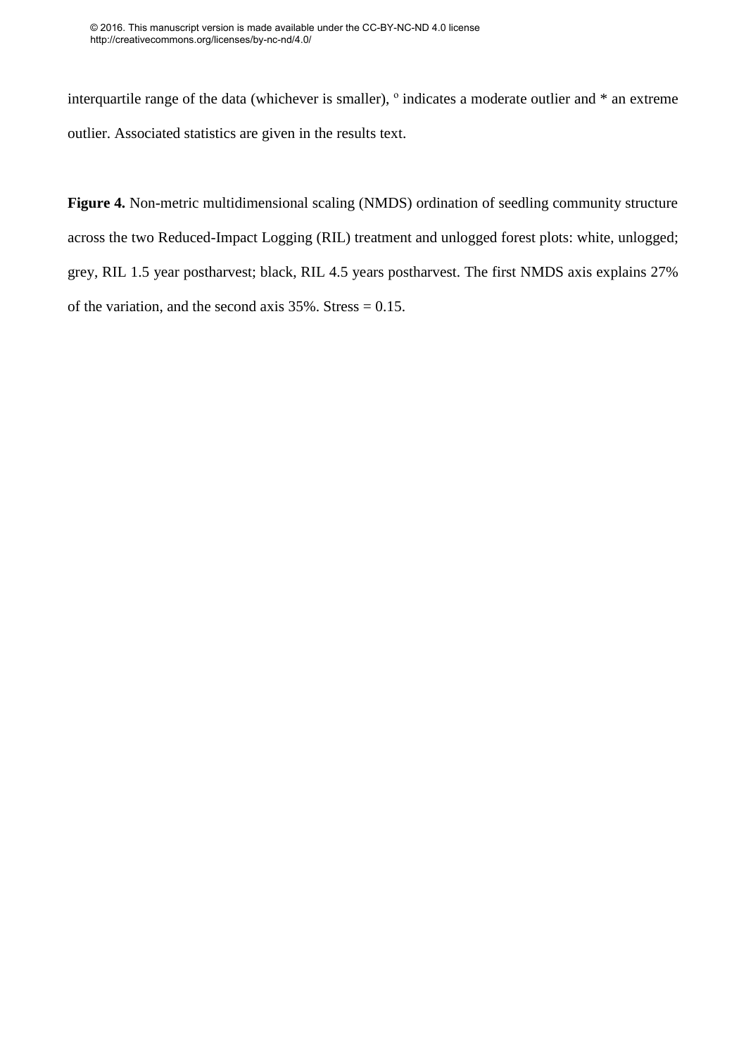interquartile range of the data (whichever is smaller), º indicates a moderate outlier and * an extreme outlier. Associated statistics are given in the results text.

**Figure 4.** Non-metric multidimensional scaling (NMDS) ordination of seedling community structure across the two Reduced-Impact Logging (RIL) treatment and unlogged forest plots: white, unlogged; grey, RIL 1.5 year postharvest; black, RIL 4.5 years postharvest. The first NMDS axis explains 27% of the variation, and the second axis 35%. Stress = 0.15.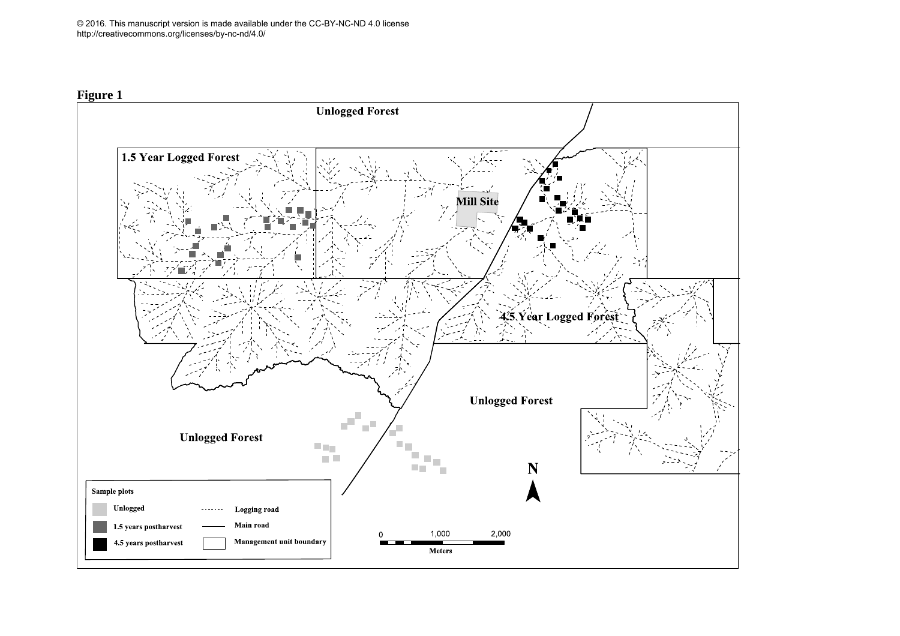© 2016. This manuscript version is made available under the CC-BY-NC-ND 4.0 license
http://creativecommons.org/licenses/by-nc-nd/4.0/

**Figure 1**

Unlogged Forest

1.5 Year Logged Forest

Mill Site

4.5 Year Logged Forest

Unlogged Forest

Unlogged Forest

N

Sample plots

Unlogged

1.5 years postharvest

4.5 years postharvest

Logging road

Main road

Management unit boundary

0 1,000 2,000

Meters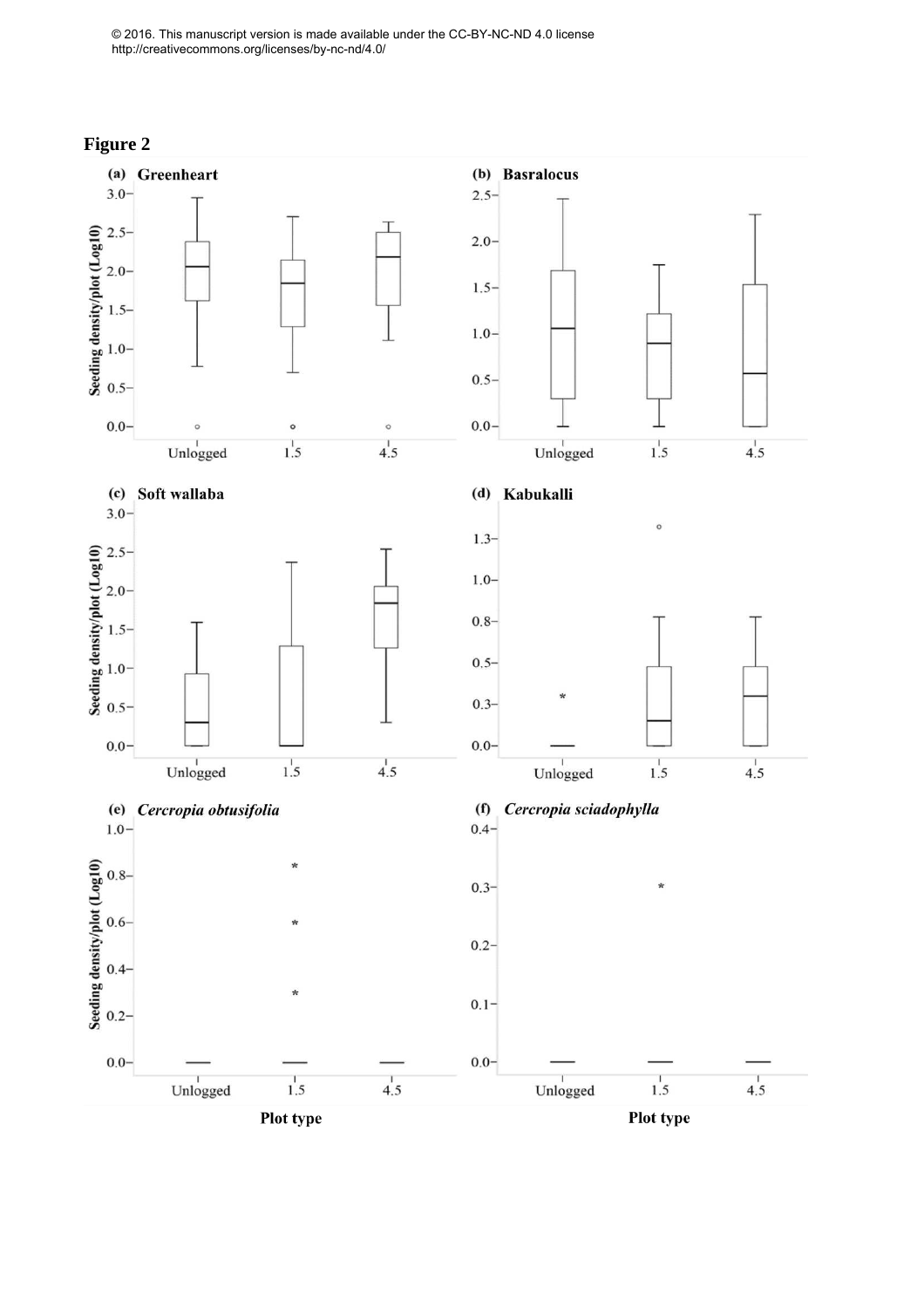© 2016. This manuscript version is made available under the CC-BY-NC-ND 4.0 license http://creativecommons.org/licenses/by-nc-nd/4.0/

**Figure 2**

(a) Greenheart

Seeding density/plot (Log10)

3.0 2.5 2.0 1.5 1.0 0.5 0.0

Unlogged 1.5 4.5

(b) Basralocus

2.5 2.0 1.5 1.0 0.5 0.0

Unlogged 1.5 4.5

(c) Soft wallaba

Seeding density/plot (Log10)

3.0 2.5 2.0 1.5 1.0 0.5 0.0

Unlogged 1.5 4.5

(d) Kabukalli

1.3 1.0 0.8 0.5 0.3 0.0

Unlogged 1.5 4.5

(e) *Cercropia obtusifolia*

Seeding density/plot (Log10)

1.0 0.8 0.6 0.4 0.2 0.0

Unlogged 1.5 4.5

Plot type

(f) *Cercropia sciadophylla*

0.4 0.3 0.2 0.1 0.0

Unlogged 1.5 4.5

Plot type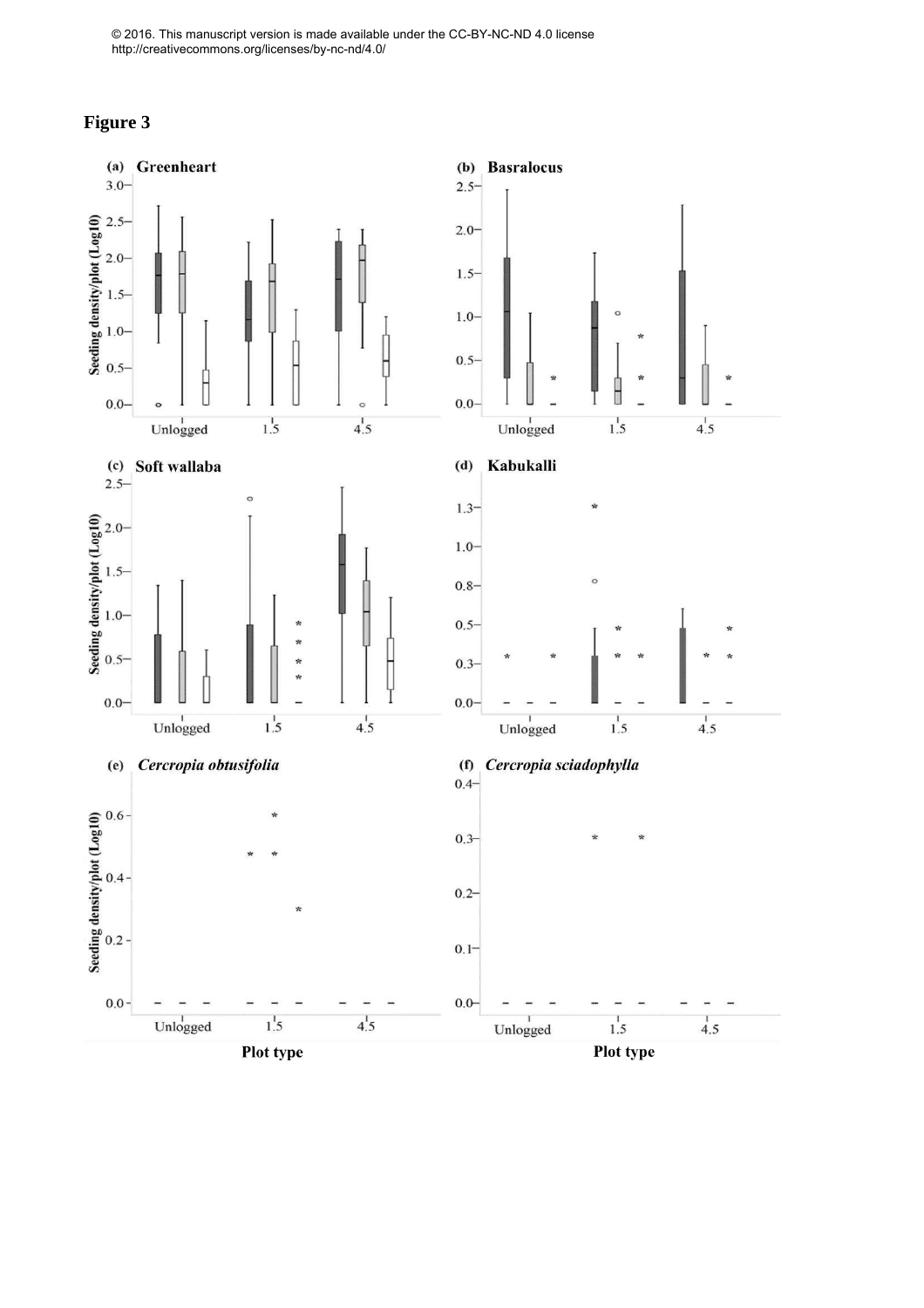Figure 3

(a) Greenheart

Seeding density/plot (Log10)

3.0
2.5
2.0
1.5
1.0
0.5
0.0

Unlogged
1.5
4.5

(b) Basralocus

2.5
2.0
1.5
1.0
0.5
0.0

Unlogged
1.5
4.5

(c) Soft wallaba

Seeding density/plot (Log10)

2.5
2.0
1.5
1.0
0.5
0.0

Unlogged
1.5
4.5

(d) Kabukalli

1.3
1.0
0.8
0.5
0.3
0.0

Unlogged
1.5
4.5

(e) *Cercropia obtusifolia*

Seeding density/plot (Log10)

0.6
0.4
0.2
0.0

Unlogged
1.5
4.5

Plot type

(f) *Cercropia sciadophylla*

0.4
0.3
0.2
0.1
0.0

Unlogged
1.5
4.5

Plot type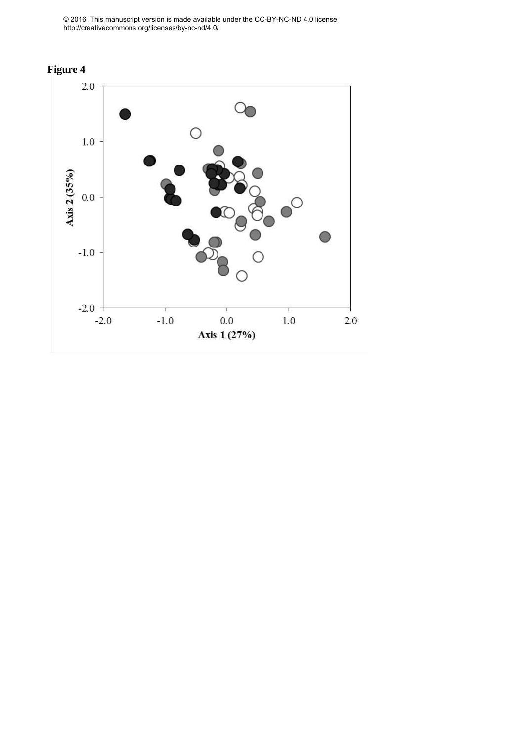© 2016. This manuscript version is made available under the CC-BY-NC-ND 4.0 license http://creativecommons.org/licenses/by-nc-nd/4.0/

**Figure 4**

2.0
1.0
0.0
-1.0
-2.0
Axis 2 (35%)
-2.0
-1.0
0.0
1.0
2.0
Axis 1 (27%)